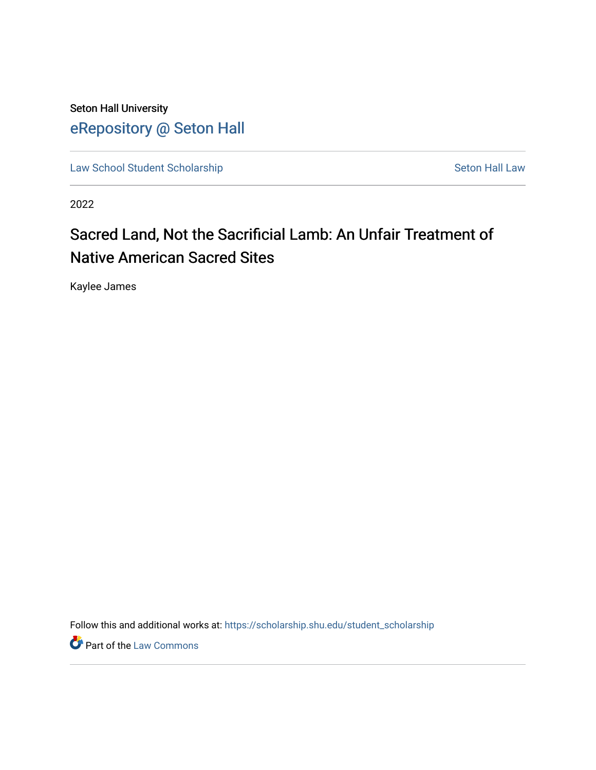Seton Hall University

# eRepository @ Seton Hall

Law School Student Scholarship | Seton Hall Law

2022

## Sacred Land, Not the Sacrificial Lamb: An Unfair Treatment of Native American Sacred Sites

Kaylee James

Follow this and additional works at: https://scholarship.shu.edu/student_scholarship

Part of the Law Commons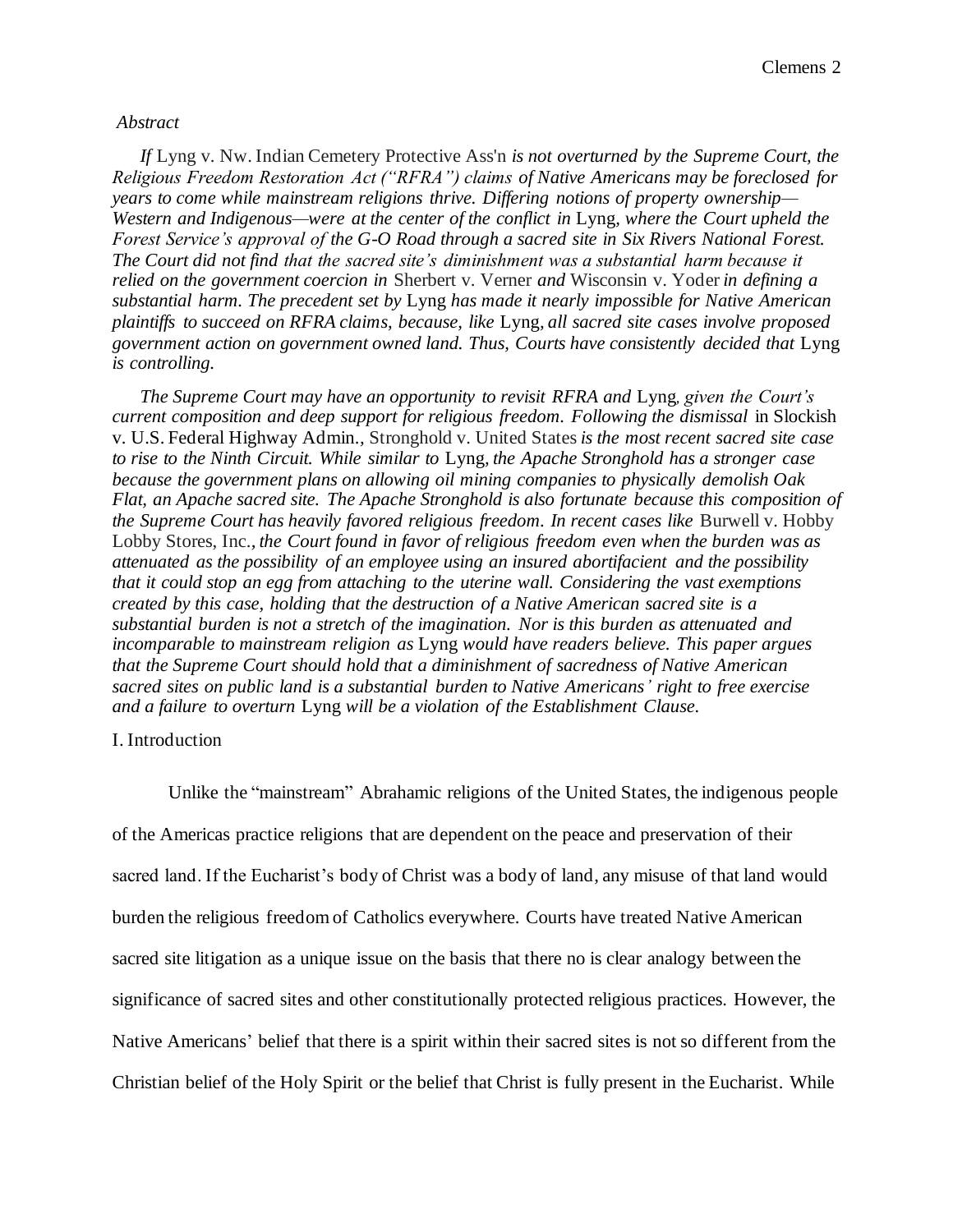*Abstract*

*If* Lyng v. Nw. Indian Cemetery Protective Ass'n *is not overturned by the Supreme Court, the Religious Freedom Restoration Act ("RFRA") claims of Native Americans may be foreclosed for years to come while mainstream religions thrive. Differing notions of property ownership—Western and Indigenous—were at the center of the conflict in* Lyng*, where the Court upheld the Forest Service's approval of the G-O Road through a sacred site in Six Rivers National Forest. The Court did not find that the sacred site's diminishment was a substantial harm because it relied on the government coercion in* Sherbert v. Verner *and* Wisconsin v. Yoder *in defining a substantial harm. The precedent set by* Lyng *has made it nearly impossible for Native American plaintiffs to succeed on RFRA claims, because, like* Lyng*, all sacred site cases involve proposed government action on government owned land. Thus, Courts have consistently decided that* Lyng *is controlling.*

*The Supreme Court may have an opportunity to revisit RFRA and* Lyng*, given the Court's current composition and deep support for religious freedom. Following the dismissal* in Slockish v. U.S. Federal Highway Admin., Stronghold v. United States *is the most recent sacred site case to rise to the Ninth Circuit. While similar to* Lyng*, the Apache Stronghold has a stronger case because the government plans on allowing oil mining companies to physically demolish Oak Flat, an Apache sacred site. The Apache Stronghold is also fortunate because this composition of the Supreme Court has heavily favored religious freedom. In recent cases like* Burwell v. Hobby Lobby Stores, Inc.*, the Court found in favor of religious freedom even when the burden was as attenuated as the possibility of an employee using an insured abortifacient and the possibility that it could stop an egg from attaching to the uterine wall. Considering the vast exemptions created by this case, holding that the destruction of a Native American sacred site is a substantial burden is not a stretch of the imagination. Nor is this burden as attenuated and incomparable to mainstream religion as* Lyng *would have readers believe. This paper argues that the Supreme Court should hold that a diminishment of sacredness of Native American sacred sites on public land is a substantial burden to Native Americans' right to free exercise and a failure to overturn* Lyng *will be a violation of the Establishment Clause.*

## I. Introduction

Unlike the "mainstream" Abrahamic religions of the United States, the indigenous people of the Americas practice religions that are dependent on the peace and preservation of their sacred land. If the Eucharist's body of Christ was a body of land, any misuse of that land would burden the religious freedom of Catholics everywhere. Courts have treated Native American sacred site litigation as a unique issue on the basis that there no is clear analogy between the significance of sacred sites and other constitutionally protected religious practices. However, the Native Americans' belief that there is a spirit within their sacred sites is not so different from the Christian belief of the Holy Spirit or the belief that Christ is fully present in the Eucharist. While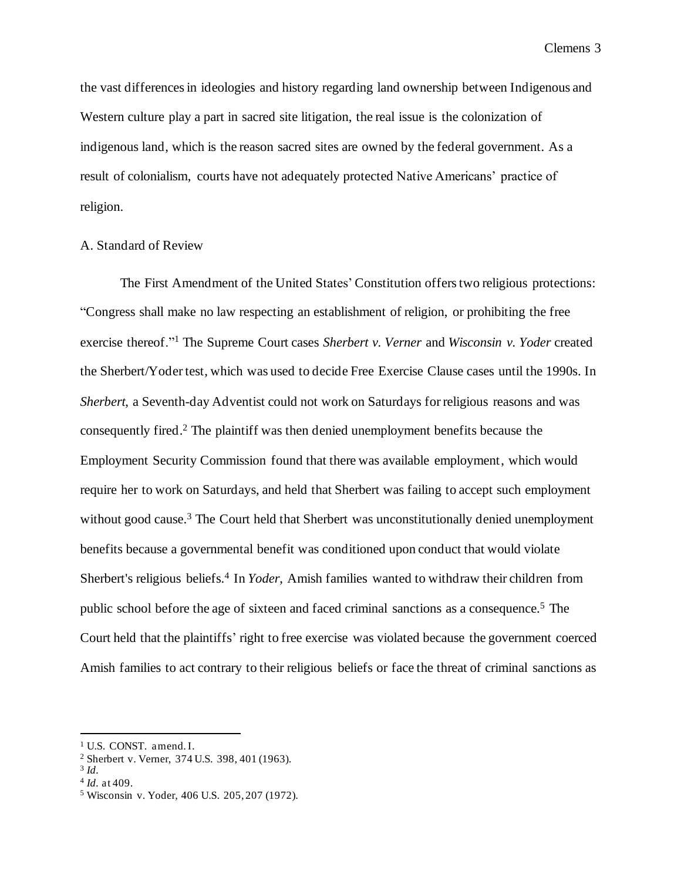the vast differences in ideologies and history regarding land ownership between Indigenous and Western culture play a part in sacred site litigation, the real issue is the colonization of indigenous land, which is the reason sacred sites are owned by the federal government. As a result of colonialism, courts have not adequately protected Native Americans' practice of religion.

A. Standard of Review

The First Amendment of the United States' Constitution offers two religious protections: "Congress shall make no law respecting an establishment of religion, or prohibiting the free exercise thereof."[1] The Supreme Court cases *Sherbert v. Verner* and *Wisconsin v. Yoder* created the Sherbert/Yoder test, which was used to decide Free Exercise Clause cases until the 1990s. In *Sherbert*, a Seventh-day Adventist could not work on Saturdays for religious reasons and was consequently fired.[2] The plaintiff was then denied unemployment benefits because the Employment Security Commission found that there was available employment, which would require her to work on Saturdays, and held that Sherbert was failing to accept such employment without good cause.[3] The Court held that Sherbert was unconstitutionally denied unemployment benefits because a governmental benefit was conditioned upon conduct that would violate Sherbert's religious beliefs.[4] In *Yoder*, Amish families wanted to withdraw their children from public school before the age of sixteen and faced criminal sanctions as a consequence.[5] The Court held that the plaintiffs' right to free exercise was violated because the government coerced Amish families to act contrary to their religious beliefs or face the threat of criminal sanctions as

---

[1] U.S. CONST. amend. I.

[2] Sherbert v. Verner, 374 U.S. 398, 401 (1963).

[3] *Id.*

[4] *Id.* at 409.

[5] Wisconsin v. Yoder, 406 U.S. 205, 207 (1972).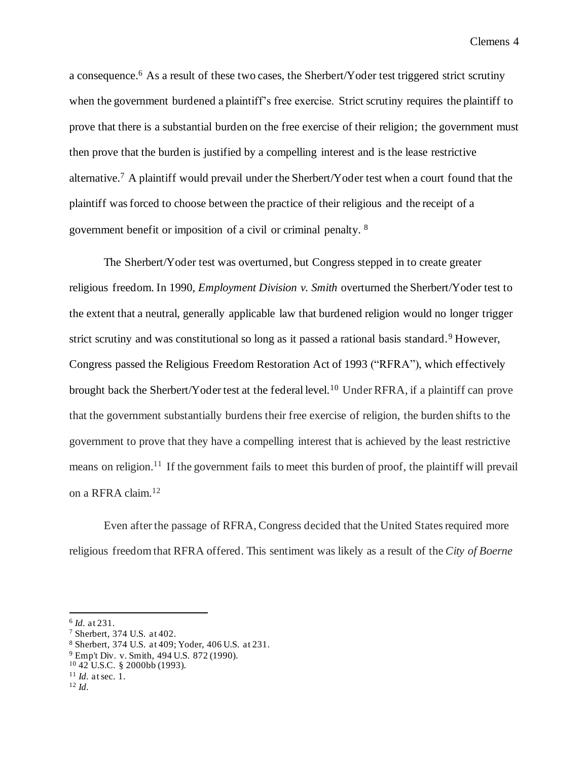a consequence.[6] As a result of these two cases, the Sherbert/Yoder test triggered strict scrutiny when the government burdened a plaintiff's free exercise. Strict scrutiny requires the plaintiff to prove that there is a substantial burden on the free exercise of their religion; the government must then prove that the burden is justified by a compelling interest and is the lease restrictive alternative.[7] A plaintiff would prevail under the Sherbert/Yoder test when a court found that the plaintiff was forced to choose between the practice of their religious and the receipt of a government benefit or imposition of a civil or criminal penalty. [8]

The Sherbert/Yoder test was overturned, but Congress stepped in to create greater religious freedom. In 1990, *Employment Division v. Smith* overturned the Sherbert/Yoder test to the extent that a neutral, generally applicable law that burdened religion would no longer trigger strict scrutiny and was constitutional so long as it passed a rational basis standard.[9] However, Congress passed the Religious Freedom Restoration Act of 1993 ("RFRA"), which effectively brought back the Sherbert/Yoder test at the federal level.[10] Under RFRA, if a plaintiff can prove that the government substantially burdens their free exercise of religion, the burden shifts to the government to prove that they have a compelling interest that is achieved by the least restrictive means on religion.[11] If the government fails to meet this burden of proof, the plaintiff will prevail on a RFRA claim.[12]

Even after the passage of RFRA, Congress decided that the United States required more religious freedom that RFRA offered. This sentiment was likely as a result of the *City of Boerne*

---

[6] *Id.* at 231.
[7] Sherbert, 374 U.S. at 402.
[8] Sherbert, 374 U.S. at 409; Yoder, 406 U.S. at 231.
[9] Emp't Div. v. Smith, 494 U.S. 872 (1990).
[10] 42 U.S.C. § 2000bb (1993).
[11] *Id.* at sec. 1.
[12] *Id.*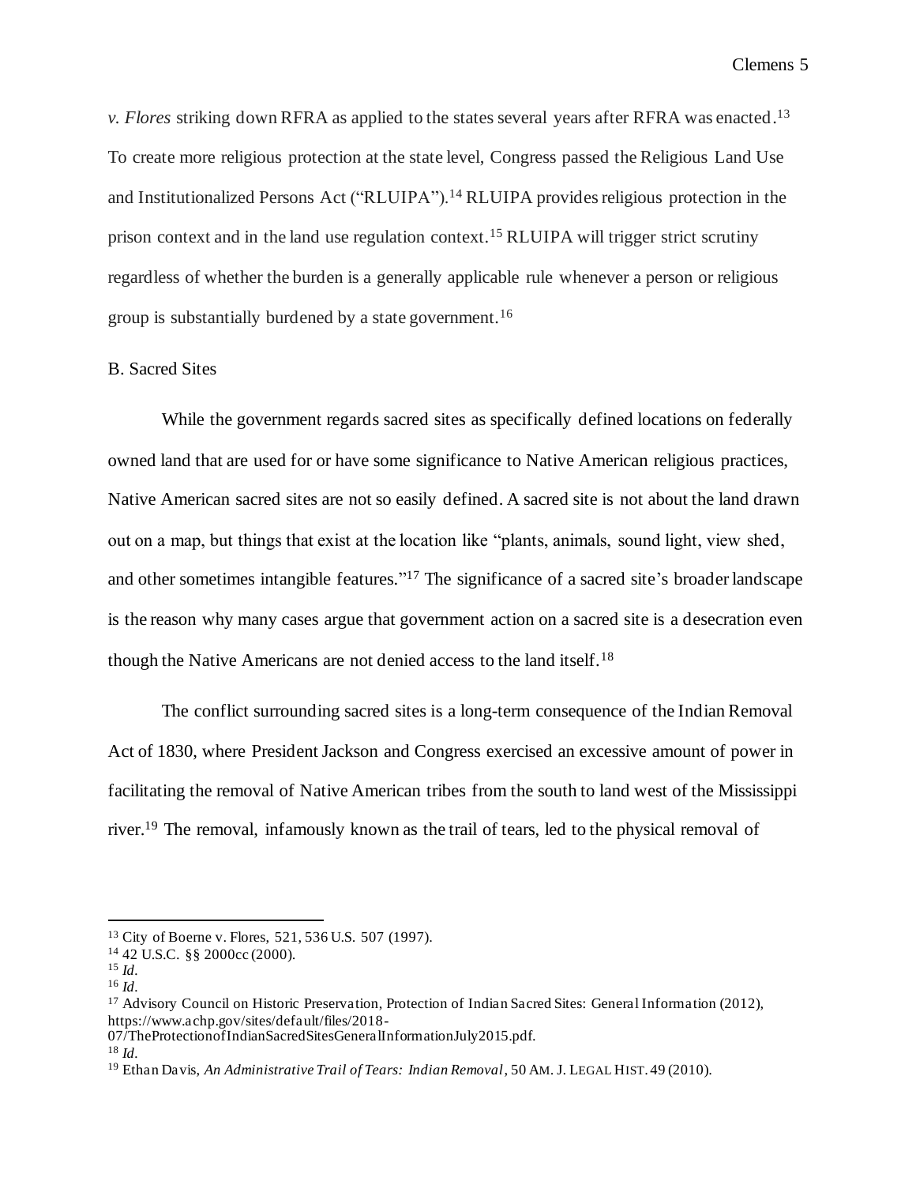*v. Flores* striking down RFRA as applied to the states several years after RFRA was enacted.[13] To create more religious protection at the state level, Congress passed the Religious Land Use and Institutionalized Persons Act ("RLUIPA").[14] RLUIPA provides religious protection in the prison context and in the land use regulation context.[15] RLUIPA will trigger strict scrutiny regardless of whether the burden is a generally applicable rule whenever a person or religious group is substantially burdened by a state government.[16]

## B. Sacred Sites

While the government regards sacred sites as specifically defined locations on federally owned land that are used for or have some significance to Native American religious practices, Native American sacred sites are not so easily defined. A sacred site is not about the land drawn out on a map, but things that exist at the location like "plants, animals, sound light, view shed, and other sometimes intangible features."[17] The significance of a sacred site's broader landscape is the reason why many cases argue that government action on a sacred site is a desecration even though the Native Americans are not denied access to the land itself.[18]

The conflict surrounding sacred sites is a long-term consequence of the Indian Removal Act of 1830, where President Jackson and Congress exercised an excessive amount of power in facilitating the removal of Native American tribes from the south to land west of the Mississippi river.[19] The removal, infamously known as the trail of tears, led to the physical removal of

---

[13] City of Boerne v. Flores, 521, 536 U.S. 507 (1997).

[14] 42 U.S.C. §§ 2000cc (2000).

[15] *Id.*

[16] *Id.*

[17] Advisory Council on Historic Preservation, Protection of Indian Sacred Sites: General Information (2012), https://www.achp.gov/sites/default/files/2018-07/TheProtectionofIndianSacredSitesGeneralInformationJuly2015.pdf.

[18] *Id.*

[19] Ethan Davis, *An Administrative Trail of Tears: Indian Removal*, 50 AM. J. LEGAL HIST. 49 (2010).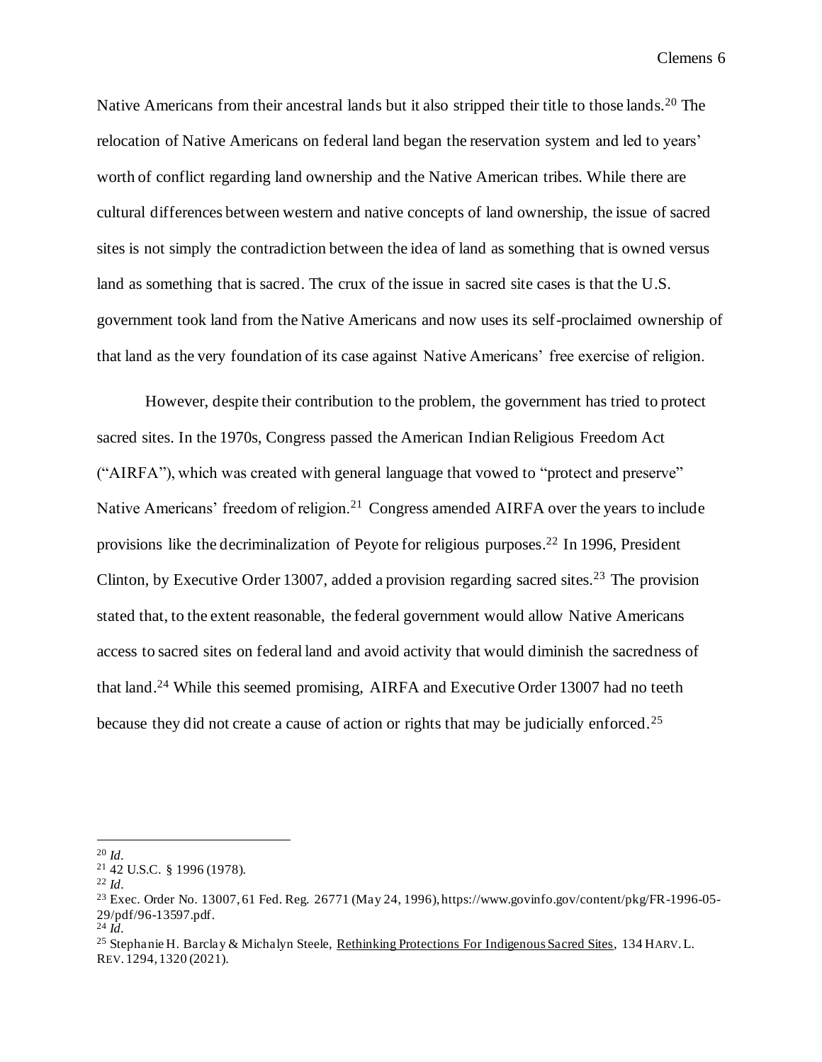Native Americans from their ancestral lands but it also stripped their title to those lands.[20] The relocation of Native Americans on federal land began the reservation system and led to years' worth of conflict regarding land ownership and the Native American tribes. While there are cultural differences between western and native concepts of land ownership, the issue of sacred sites is not simply the contradiction between the idea of land as something that is owned versus land as something that is sacred. The crux of the issue in sacred site cases is that the U.S. government took land from the Native Americans and now uses its self-proclaimed ownership of that land as the very foundation of its case against Native Americans' free exercise of religion.

However, despite their contribution to the problem, the government has tried to protect sacred sites. In the 1970s, Congress passed the American Indian Religious Freedom Act ("AIRFA"), which was created with general language that vowed to "protect and preserve" Native Americans' freedom of religion.[21] Congress amended AIRFA over the years to include provisions like the decriminalization of Peyote for religious purposes.[22] In 1996, President Clinton, by Executive Order 13007, added a provision regarding sacred sites.[23] The provision stated that, to the extent reasonable, the federal government would allow Native Americans access to sacred sites on federal land and avoid activity that would diminish the sacredness of that land.[24] While this seemed promising, AIRFA and Executive Order 13007 had no teeth because they did not create a cause of action or rights that may be judicially enforced.[25]

---

[20] *Id*.
[21] 42 U.S.C. § 1996 (1978).
[22] *Id*.
[23] Exec. Order No. 13007, 61 Fed. Reg. 26771 (May 24, 1996), https://www.govinfo.gov/content/pkg/FR-1996-05-29/pdf/96-13597.pdf.
[24] *Id*.
[25] Stephanie H. Barclay & Michalyn Steele, Rethinking Protections For Indigenous Sacred Sites, 134 HARV. L. REV. 1294, 1320 (2021).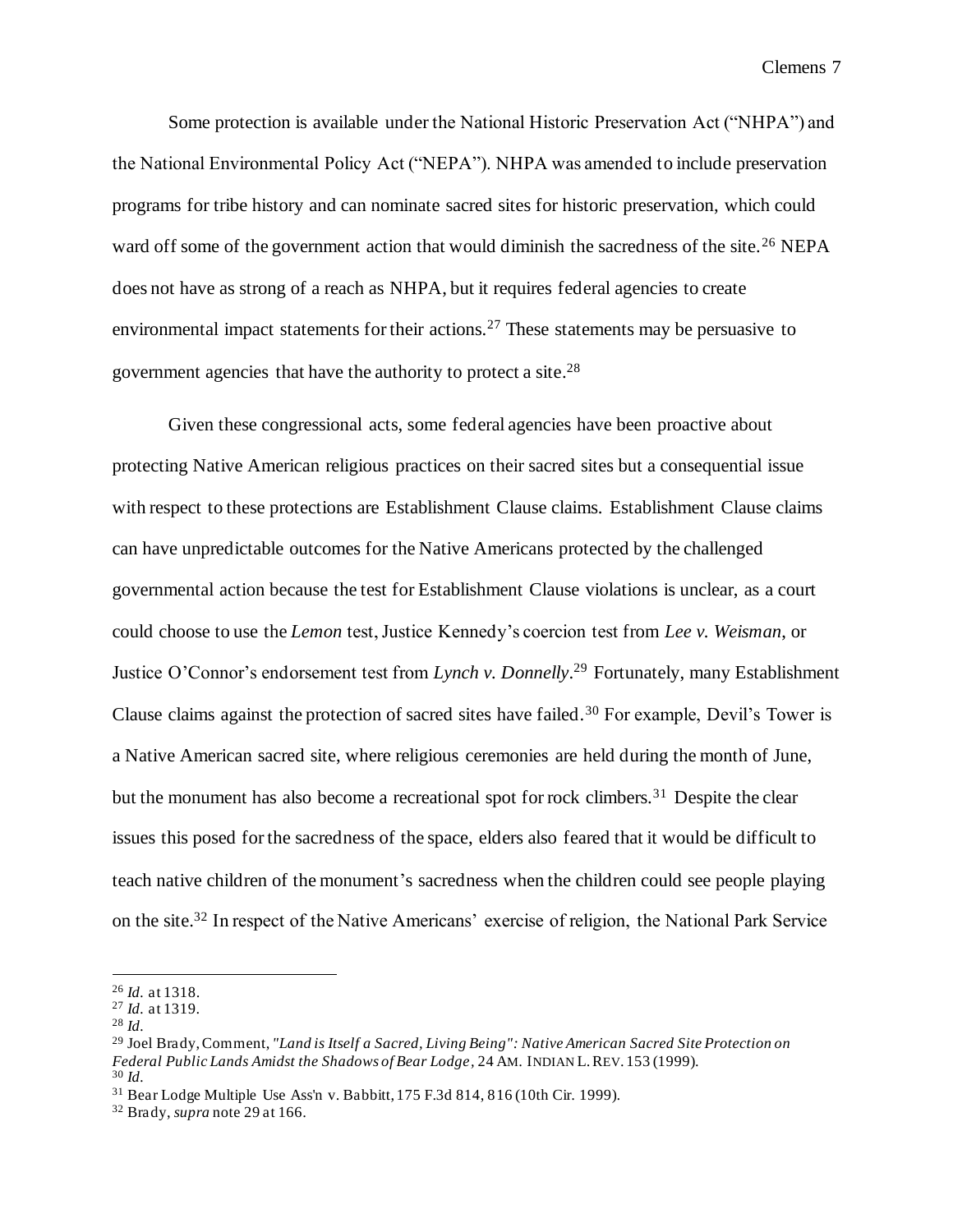Some protection is available under the National Historic Preservation Act ("NHPA") and the National Environmental Policy Act ("NEPA"). NHPA was amended to include preservation programs for tribe history and can nominate sacred sites for historic preservation, which could ward off some of the government action that would diminish the sacredness of the site.[26] NEPA does not have as strong of a reach as NHPA, but it requires federal agencies to create environmental impact statements for their actions.[27] These statements may be persuasive to government agencies that have the authority to protect a site.[28]

Given these congressional acts, some federal agencies have been proactive about protecting Native American religious practices on their sacred sites but a consequential issue with respect to these protections are Establishment Clause claims. Establishment Clause claims can have unpredictable outcomes for the Native Americans protected by the challenged governmental action because the test for Establishment Clause violations is unclear, as a court could choose to use the *Lemon* test, Justice Kennedy's coercion test from *Lee v. Weisman*, or Justice O'Connor's endorsement test from *Lynch v. Donnelly*.[29] Fortunately, many Establishment Clause claims against the protection of sacred sites have failed.[30] For example, Devil's Tower is a Native American sacred site, where religious ceremonies are held during the month of June, but the monument has also become a recreational spot for rock climbers.[31] Despite the clear issues this posed for the sacredness of the space, elders also feared that it would be difficult to teach native children of the monument's sacredness when the children could see people playing on the site.[32] In respect of the Native Americans' exercise of religion, the National Park Service

---

[26] *Id.* at 1318.
[27] *Id.* at 1319.
[28] *Id.*
[29] Joel Brady, Comment, *"Land is Itself a Sacred, Living Being": Native American Sacred Site Protection on Federal Public Lands Amidst the Shadows of Bear Lodge*, 24 AM. INDIAN L. REV. 153 (1999).
[30] *Id.*
[31] Bear Lodge Multiple Use Ass'n v. Babbitt, 175 F.3d 814, 816 (10th Cir. 1999).
[32] Brady, *supra* note 29 at 166.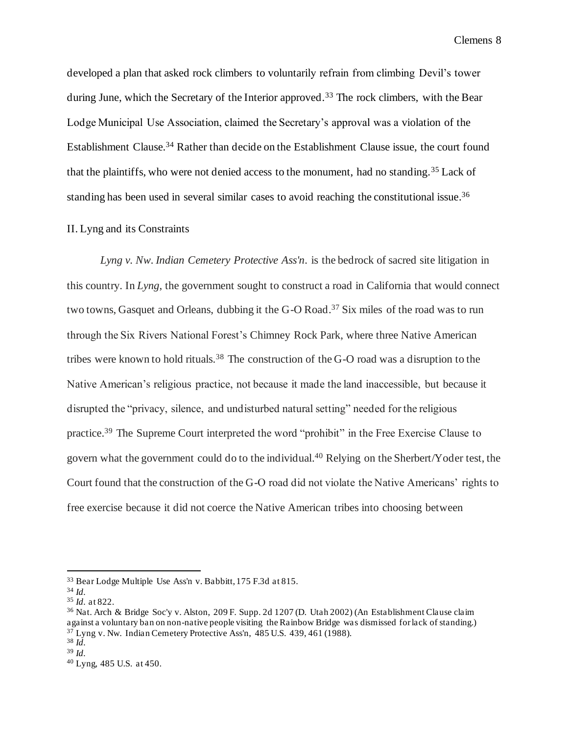developed a plan that asked rock climbers to voluntarily refrain from climbing Devil's tower during June, which the Secretary of the Interior approved.[33] The rock climbers, with the Bear Lodge Municipal Use Association, claimed the Secretary's approval was a violation of the Establishment Clause.[34] Rather than decide on the Establishment Clause issue, the court found that the plaintiffs, who were not denied access to the monument, had no standing.[35] Lack of standing has been used in several similar cases to avoid reaching the constitutional issue.[36]

## II. Lyng and its Constraints

*Lyng v. Nw. Indian Cemetery Protective Ass'n*. is the bedrock of sacred site litigation in this country. In *Lyng*, the government sought to construct a road in California that would connect two towns, Gasquet and Orleans, dubbing it the G-O Road.[37] Six miles of the road was to run through the Six Rivers National Forest's Chimney Rock Park, where three Native American tribes were known to hold rituals.[38] The construction of the G-O road was a disruption to the Native American's religious practice, not because it made the land inaccessible, but because it disrupted the "privacy, silence, and undisturbed natural setting" needed for the religious practice.[39] The Supreme Court interpreted the word "prohibit" in the Free Exercise Clause to govern what the government could do to the individual.[40] Relying on the Sherbert/Yoder test, the Court found that the construction of the G-O road did not violate the Native Americans' rights to free exercise because it did not coerce the Native American tribes into choosing between

---

[33] Bear Lodge Multiple Use Ass'n v. Babbitt, 175 F.3d at 815.

[34] *Id.*

[35] *Id.* at 822.

[36] Nat. Arch & Bridge Soc'y v. Alston, 209 F. Supp. 2d 1207 (D. Utah 2002) (An Establishment Clause claim against a voluntary ban on non-native people visiting the Rainbow Bridge was dismissed for lack of standing.)

[37] Lyng v. Nw. Indian Cemetery Protective Ass'n, 485 U.S. 439, 461 (1988).

[38] *Id.*

[39] *Id.*

[40] Lyng, 485 U.S. at 450.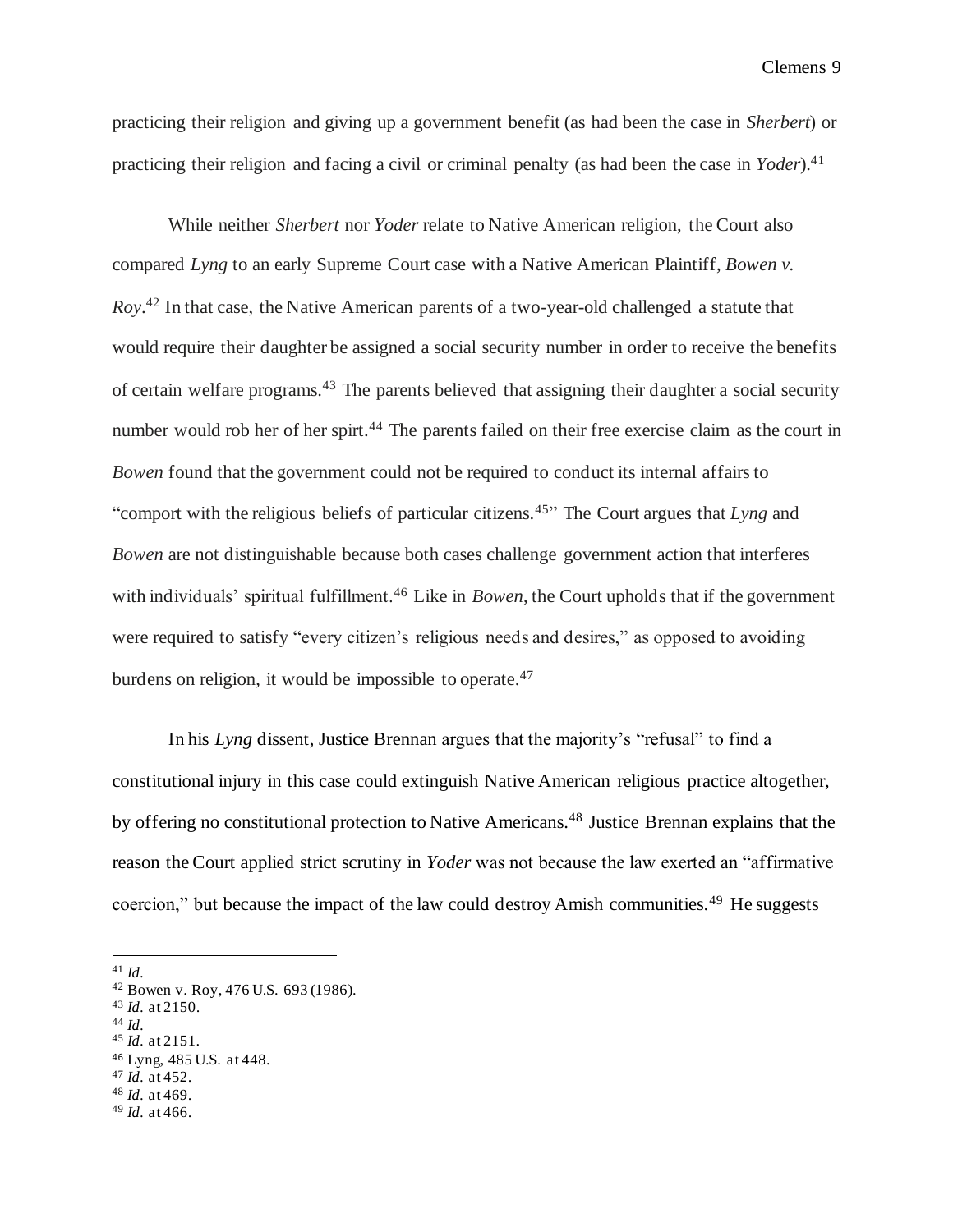practicing their religion and giving up a government benefit (as had been the case in *Sherbert*) or practicing their religion and facing a civil or criminal penalty (as had been the case in *Yoder*).[41]

While neither *Sherbert* nor *Yoder* relate to Native American religion, the Court also compared *Lyng* to an early Supreme Court case with a Native American Plaintiff, *Bowen v. Roy*.[42] In that case, the Native American parents of a two-year-old challenged a statute that would require their daughter be assigned a social security number in order to receive the benefits of certain welfare programs.[43] The parents believed that assigning their daughter a social security number would rob her of her spirt.[44] The parents failed on their free exercise claim as the court in *Bowen* found that the government could not be required to conduct its internal affairs to "comport with the religious beliefs of particular citizens.[45]" The Court argues that *Lyng* and *Bowen* are not distinguishable because both cases challenge government action that interferes with individuals' spiritual fulfillment.[46] Like in *Bowen*, the Court upholds that if the government were required to satisfy "every citizen's religious needs and desires," as opposed to avoiding burdens on religion, it would be impossible to operate.[47]

In his *Lyng* dissent, Justice Brennan argues that the majority's "refusal" to find a constitutional injury in this case could extinguish Native American religious practice altogether, by offering no constitutional protection to Native Americans.[48] Justice Brennan explains that the reason the Court applied strict scrutiny in *Yoder* was not because the law exerted an "affirmative coercion," but because the impact of the law could destroy Amish communities.[49] He suggests

---

[41] *Id.*
[42] Bowen v. Roy, 476 U.S. 693 (1986).
[43] *Id.* at 2150.
[44] *Id.*
[45] *Id.* at 2151.
[46] Lyng, 485 U.S. at 448.
[47] *Id.* at 452.
[48] *Id.* at 469.
[49] *Id.* at 466.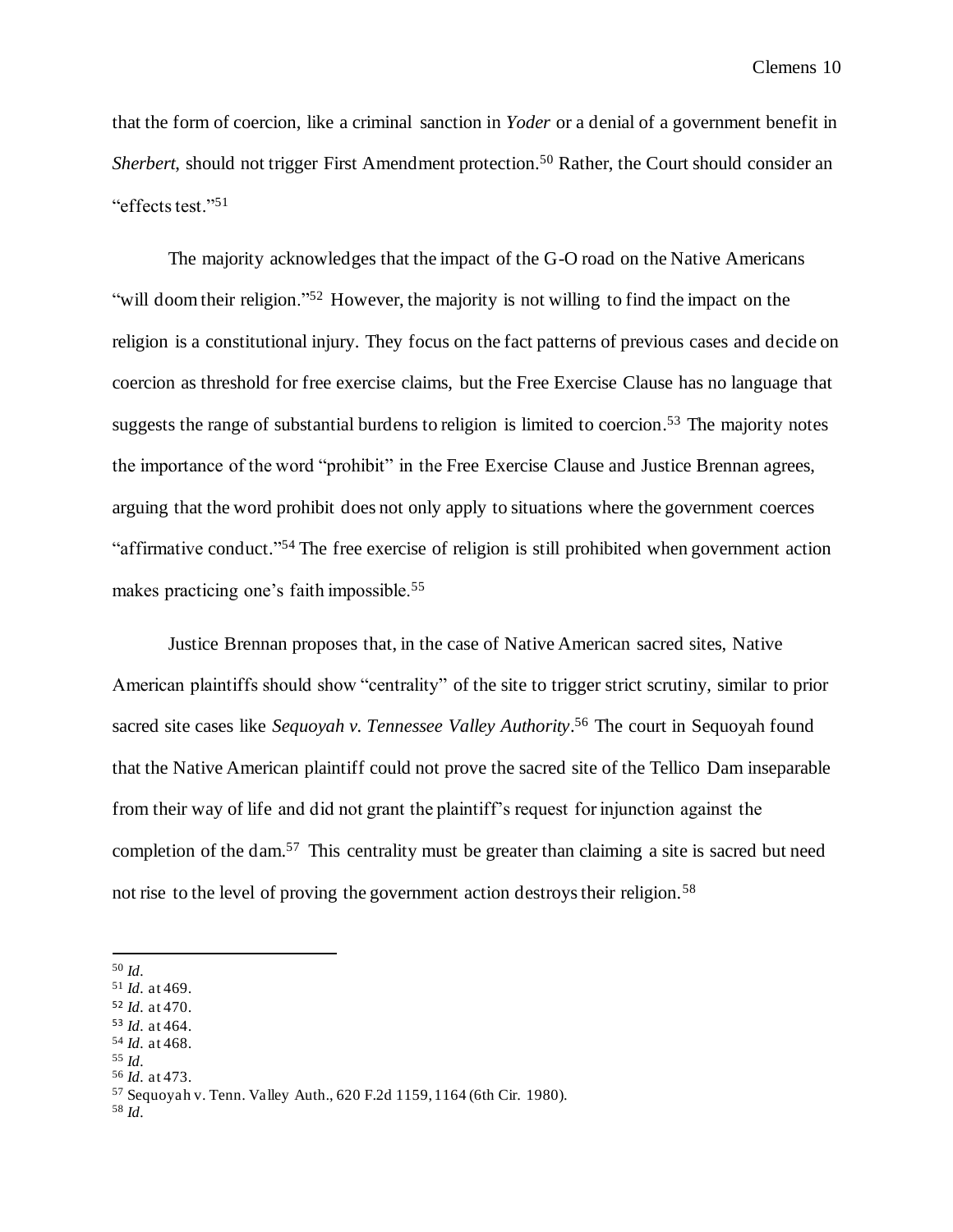that the form of coercion, like a criminal sanction in *Yoder* or a denial of a government benefit in *Sherbert*, should not trigger First Amendment protection.[50] Rather, the Court should consider an "effects test."[51]

The majority acknowledges that the impact of the G-O road on the Native Americans "will doom their religion."[52] However, the majority is not willing to find the impact on the religion is a constitutional injury. They focus on the fact patterns of previous cases and decide on coercion as threshold for free exercise claims, but the Free Exercise Clause has no language that suggests the range of substantial burdens to religion is limited to coercion.[53] The majority notes the importance of the word "prohibit" in the Free Exercise Clause and Justice Brennan agrees, arguing that the word prohibit does not only apply to situations where the government coerces "affirmative conduct."[54] The free exercise of religion is still prohibited when government action makes practicing one's faith impossible.[55]

Justice Brennan proposes that, in the case of Native American sacred sites, Native American plaintiffs should show "centrality" of the site to trigger strict scrutiny, similar to prior sacred site cases like *Sequoyah v. Tennessee Valley Authority*.[56] The court in Sequoyah found that the Native American plaintiff could not prove the sacred site of the Tellico Dam inseparable from their way of life and did not grant the plaintiff's request for injunction against the completion of the dam.[57] This centrality must be greater than claiming a site is sacred but need not rise to the level of proving the government action destroys their religion.[58]

---

[50] *Id.*
[51] *Id.* at 469.
[52] *Id.* at 470.
[53] *Id.* at 464.
[54] *Id.* at 468.
[55] *Id.*
[56] *Id.* at 473.
[57] Sequoyah v. Tenn. Valley Auth., 620 F.2d 1159, 1164 (6th Cir. 1980).
[58] *Id.*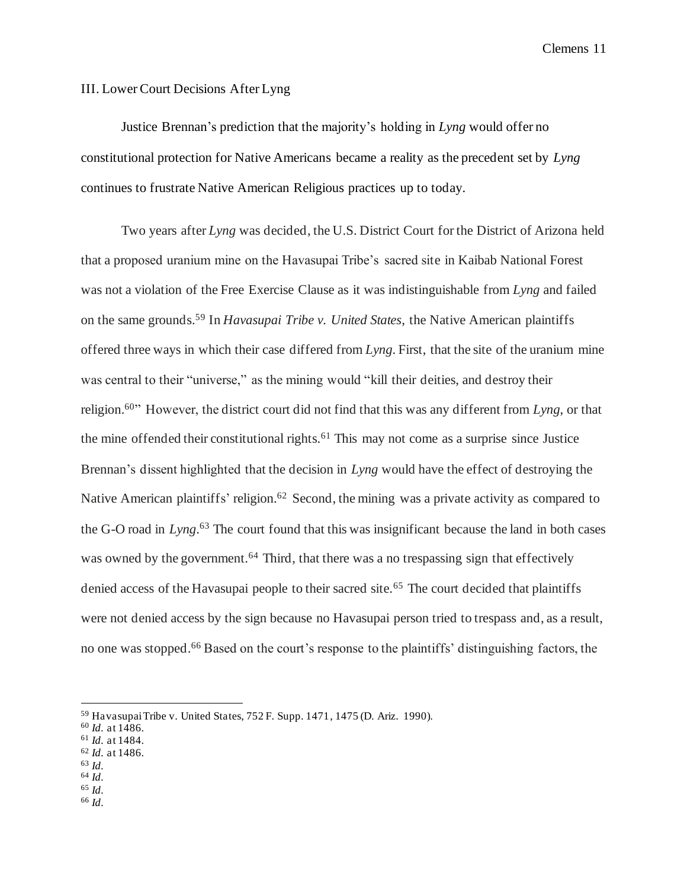### III. Lower Court Decisions After Lyng

Justice Brennan's prediction that the majority's holding in *Lyng* would offer no constitutional protection for Native Americans became a reality as the precedent set by *Lyng* continues to frustrate Native American Religious practices up to today.

Two years after *Lyng* was decided, the U.S. District Court for the District of Arizona held that a proposed uranium mine on the Havasupai Tribe's sacred site in Kaibab National Forest was not a violation of the Free Exercise Clause as it was indistinguishable from *Lyng* and failed on the same grounds.[59] In *Havasupai Tribe v. United States*, the Native American plaintiffs offered three ways in which their case differed from *Lyng*. First, that the site of the uranium mine was central to their "universe," as the mining would "kill their deities, and destroy their religion.[60]" However, the district court did not find that this was any different from *Lyng*, or that the mine offended their constitutional rights.[61] This may not come as a surprise since Justice Brennan's dissent highlighted that the decision in *Lyng* would have the effect of destroying the Native American plaintiffs' religion.[62] Second, the mining was a private activity as compared to the G-O road in *Lyng*.[63] The court found that this was insignificant because the land in both cases was owned by the government.[64] Third, that there was a no trespassing sign that effectively denied access of the Havasupai people to their sacred site.[65] The court decided that plaintiffs were not denied access by the sign because no Havasupai person tried to trespass and, as a result, no one was stopped.[66] Based on the court's response to the plaintiffs' distinguishing factors, the

---

[59] Havasupai Tribe v. United States, 752 F. Supp. 1471, 1475 (D. Ariz. 1990).
[60] *Id.* at 1486.
[61] *Id.* at 1484.
[62] *Id.* at 1486.
[63] *Id.*
[64] *Id.*
[65] *Id.*
[66] *Id.*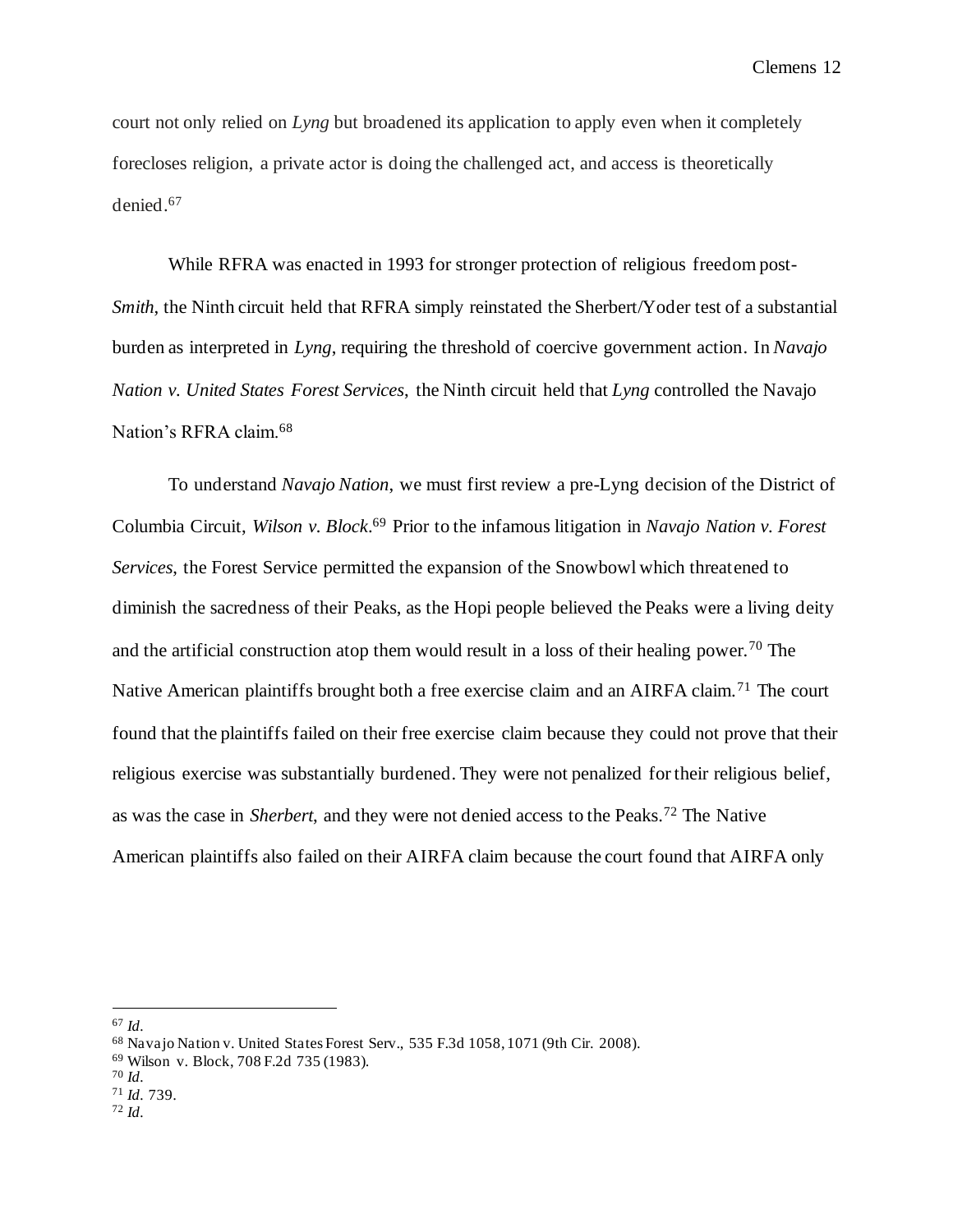court not only relied on *Lyng* but broadened its application to apply even when it completely forecloses religion, a private actor is doing the challenged act, and access is theoretically denied.[67]

While RFRA was enacted in 1993 for stronger protection of religious freedom post-*Smith*, the Ninth circuit held that RFRA simply reinstated the Sherbert/Yoder test of a substantial burden as interpreted in *Lyng*, requiring the threshold of coercive government action. In *Navajo Nation v. United States Forest Services*, the Ninth circuit held that *Lyng* controlled the Navajo Nation's RFRA claim.[68]

To understand *Navajo Nation*, we must first review a pre-Lyng decision of the District of Columbia Circuit, *Wilson v. Block*.[69] Prior to the infamous litigation in *Navajo Nation v. Forest Services*, the Forest Service permitted the expansion of the Snowbowl which threatened to diminish the sacredness of their Peaks, as the Hopi people believed the Peaks were a living deity and the artificial construction atop them would result in a loss of their healing power.[70] The Native American plaintiffs brought both a free exercise claim and an AIRFA claim.[71] The court found that the plaintiffs failed on their free exercise claim because they could not prove that their religious exercise was substantially burdened. They were not penalized for their religious belief, as was the case in *Sherbert*, and they were not denied access to the Peaks.[72] The Native American plaintiffs also failed on their AIRFA claim because the court found that AIRFA only

---

[67] *Id*.

[68] Navajo Nation v. United States Forest Serv., 535 F.3d 1058, 1071 (9th Cir. 2008).

[69] Wilson v. Block, 708 F.2d 735 (1983).

[70] *Id*.

[71] *Id*. 739.

[72] *Id*.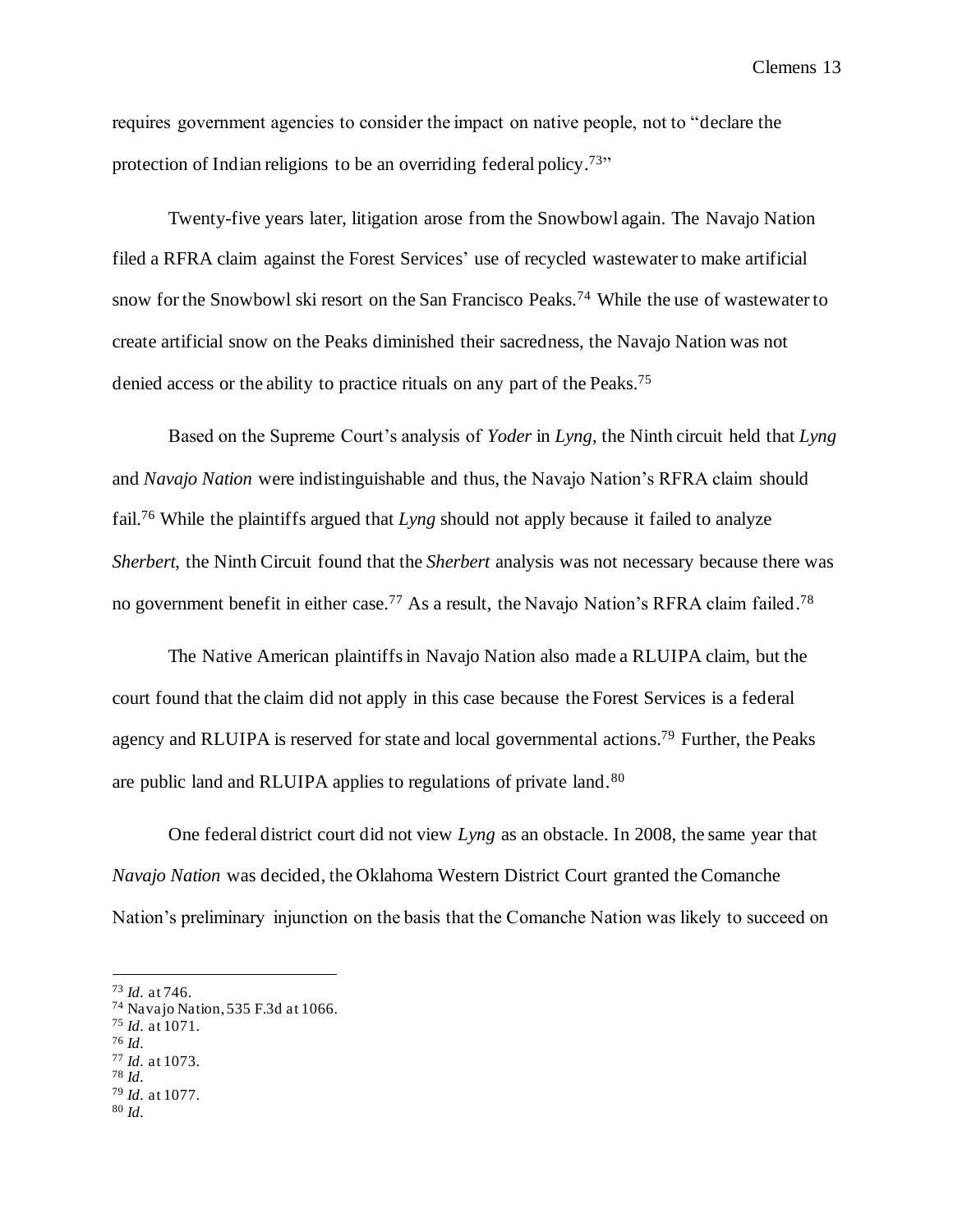requires government agencies to consider the impact on native people, not to "declare the protection of Indian religions to be an overriding federal policy.[73]"

Twenty-five years later, litigation arose from the Snowbowl again. The Navajo Nation filed a RFRA claim against the Forest Services' use of recycled wastewater to make artificial snow for the Snowbowl ski resort on the San Francisco Peaks.[74] While the use of wastewater to create artificial snow on the Peaks diminished their sacredness, the Navajo Nation was not denied access or the ability to practice rituals on any part of the Peaks.[75]

Based on the Supreme Court's analysis of *Yoder* in *Lyng*, the Ninth circuit held that *Lyng* and *Navajo Nation* were indistinguishable and thus, the Navajo Nation's RFRA claim should fail.[76] While the plaintiffs argued that *Lyng* should not apply because it failed to analyze *Sherbert*, the Ninth Circuit found that the *Sherbert* analysis was not necessary because there was no government benefit in either case.[77] As a result, the Navajo Nation's RFRA claim failed.[78]

The Native American plaintiffs in Navajo Nation also made a RLUIPA claim, but the court found that the claim did not apply in this case because the Forest Services is a federal agency and RLUIPA is reserved for state and local governmental actions.[79] Further, the Peaks are public land and RLUIPA applies to regulations of private land.[80]

One federal district court did not view *Lyng* as an obstacle. In 2008, the same year that *Navajo Nation* was decided, the Oklahoma Western District Court granted the Comanche Nation's preliminary injunction on the basis that the Comanche Nation was likely to succeed on

---

[73] *Id.* at 746.
[74] Navajo Nation, 535 F.3d at 1066.
[75] *Id.* at 1071.
[76] *Id.*
[77] *Id.* at 1073.
[78] *Id.*
[79] *Id.* at 1077.
[80] *Id.*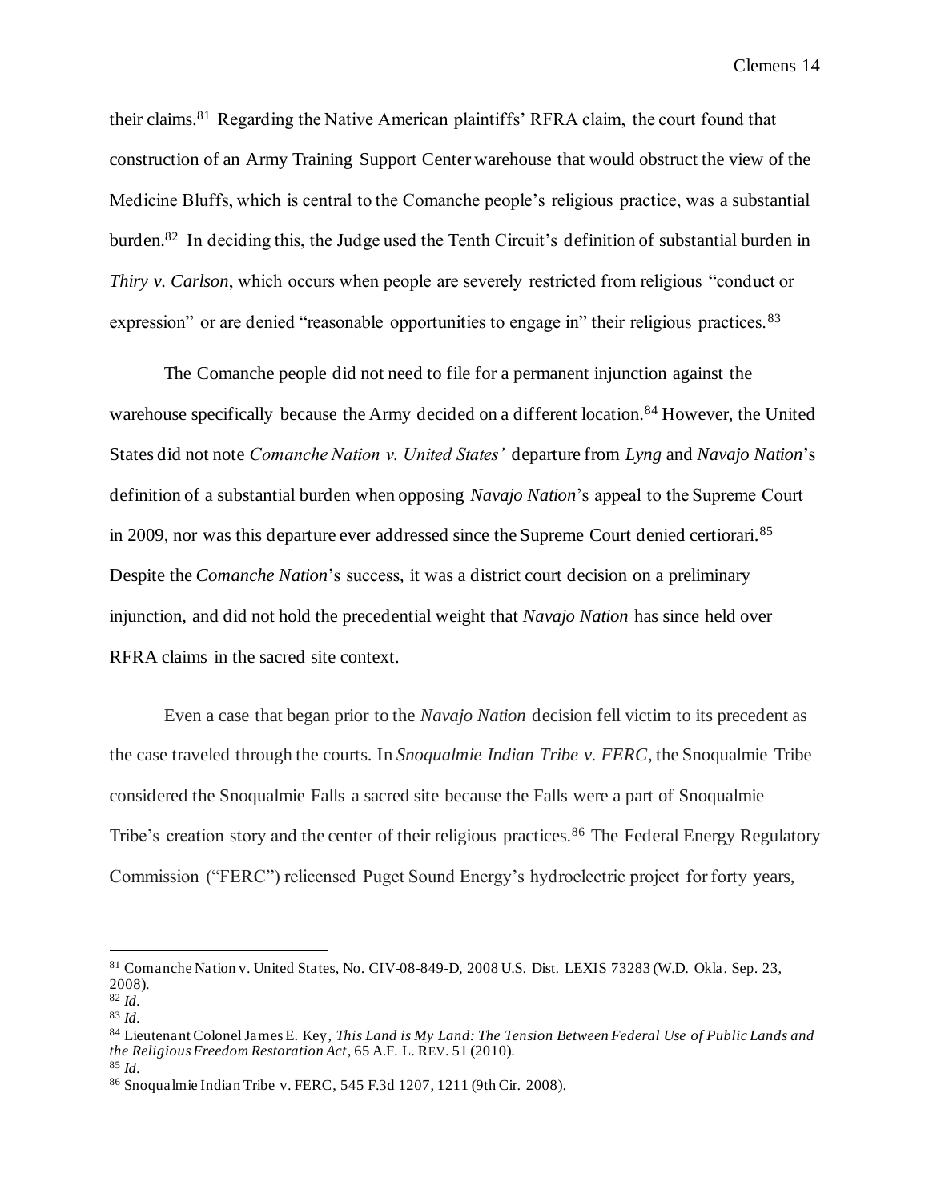their claims.[81] Regarding the Native American plaintiffs' RFRA claim, the court found that construction of an Army Training Support Center warehouse that would obstruct the view of the Medicine Bluffs, which is central to the Comanche people's religious practice, was a substantial burden.[82] In deciding this, the Judge used the Tenth Circuit's definition of substantial burden in *Thiry v. Carlson*, which occurs when people are severely restricted from religious "conduct or expression" or are denied "reasonable opportunities to engage in" their religious practices.[83]

The Comanche people did not need to file for a permanent injunction against the warehouse specifically because the Army decided on a different location.[84] However, the United States did not note *Comanche Nation v. United States'* departure from *Lyng* and *Navajo Nation*'s definition of a substantial burden when opposing *Navajo Nation*'s appeal to the Supreme Court in 2009, nor was this departure ever addressed since the Supreme Court denied certiorari.[85] Despite the *Comanche Nation*'s success, it was a district court decision on a preliminary injunction, and did not hold the precedential weight that *Navajo Nation* has since held over RFRA claims in the sacred site context.

Even a case that began prior to the *Navajo Nation* decision fell victim to its precedent as the case traveled through the courts. In *Snoqualmie Indian Tribe v. FERC*, the Snoqualmie Tribe considered the Snoqualmie Falls a sacred site because the Falls were a part of Snoqualmie Tribe's creation story and the center of their religious practices.[86] The Federal Energy Regulatory Commission ("FERC") relicensed Puget Sound Energy's hydroelectric project for forty years,

---

[81] Comanche Nation v. United States, No. CIV-08-849-D, 2008 U.S. Dist. LEXIS 73283 (W.D. Okla. Sep. 23, 2008).
[82] *Id.*
[83] *Id.*
[84] Lieutenant Colonel James E. Key, *This Land is My Land: The Tension Between Federal Use of Public Lands and the Religious Freedom Restoration Act*, 65 A.F. L. REV. 51 (2010).
[85] *Id.*
[86] Snoqualmie Indian Tribe v. FERC, 545 F.3d 1207, 1211 (9th Cir. 2008).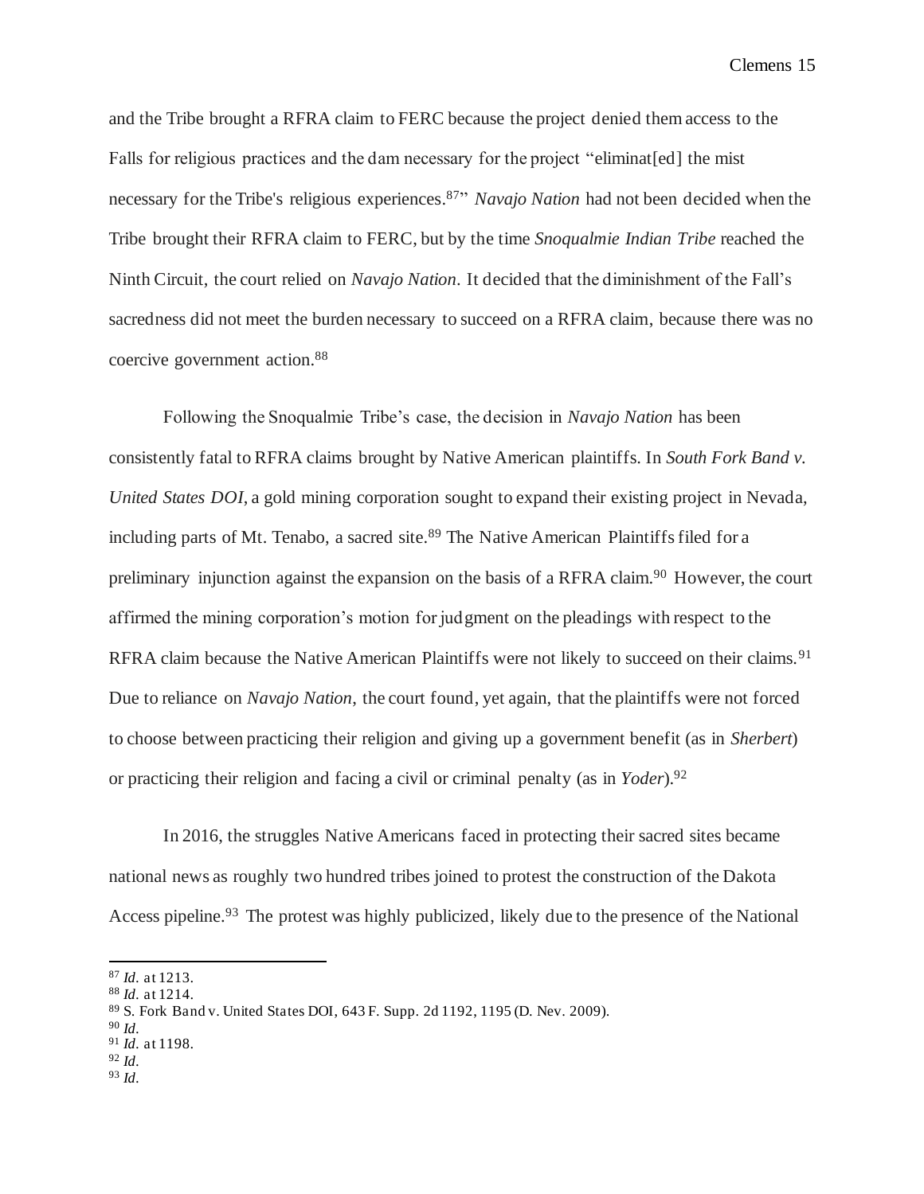and the Tribe brought a RFRA claim to FERC because the project denied them access to the Falls for religious practices and the dam necessary for the project "eliminat[ed] the mist necessary for the Tribe's religious experiences.[87]" *Navajo Nation* had not been decided when the Tribe brought their RFRA claim to FERC, but by the time *Snoqualmie Indian Tribe* reached the Ninth Circuit, the court relied on *Navajo Nation*. It decided that the diminishment of the Fall's sacredness did not meet the burden necessary to succeed on a RFRA claim, because there was no coercive government action.[88]

Following the Snoqualmie Tribe's case, the decision in *Navajo Nation* has been consistently fatal to RFRA claims brought by Native American plaintiffs. In *South Fork Band v. United States DOI*, a gold mining corporation sought to expand their existing project in Nevada, including parts of Mt. Tenabo, a sacred site.[89] The Native American Plaintiffs filed for a preliminary injunction against the expansion on the basis of a RFRA claim.[90] However, the court affirmed the mining corporation's motion for judgment on the pleadings with respect to the RFRA claim because the Native American Plaintiffs were not likely to succeed on their claims.[91] Due to reliance on *Navajo Nation*, the court found, yet again, that the plaintiffs were not forced to choose between practicing their religion and giving up a government benefit (as in *Sherbert*) or practicing their religion and facing a civil or criminal penalty (as in *Yoder*).[92]

In 2016, the struggles Native Americans faced in protecting their sacred sites became national news as roughly two hundred tribes joined to protest the construction of the Dakota Access pipeline.[93] The protest was highly publicized, likely due to the presence of the National

---

[87] *Id.* at 1213.
[88] *Id.* at 1214.
[89] S. Fork Band v. United States DOI, 643 F. Supp. 2d 1192, 1195 (D. Nev. 2009).
[90] *Id.*
[91] *Id.* at 1198.
[92] *Id.*
[93] *Id.*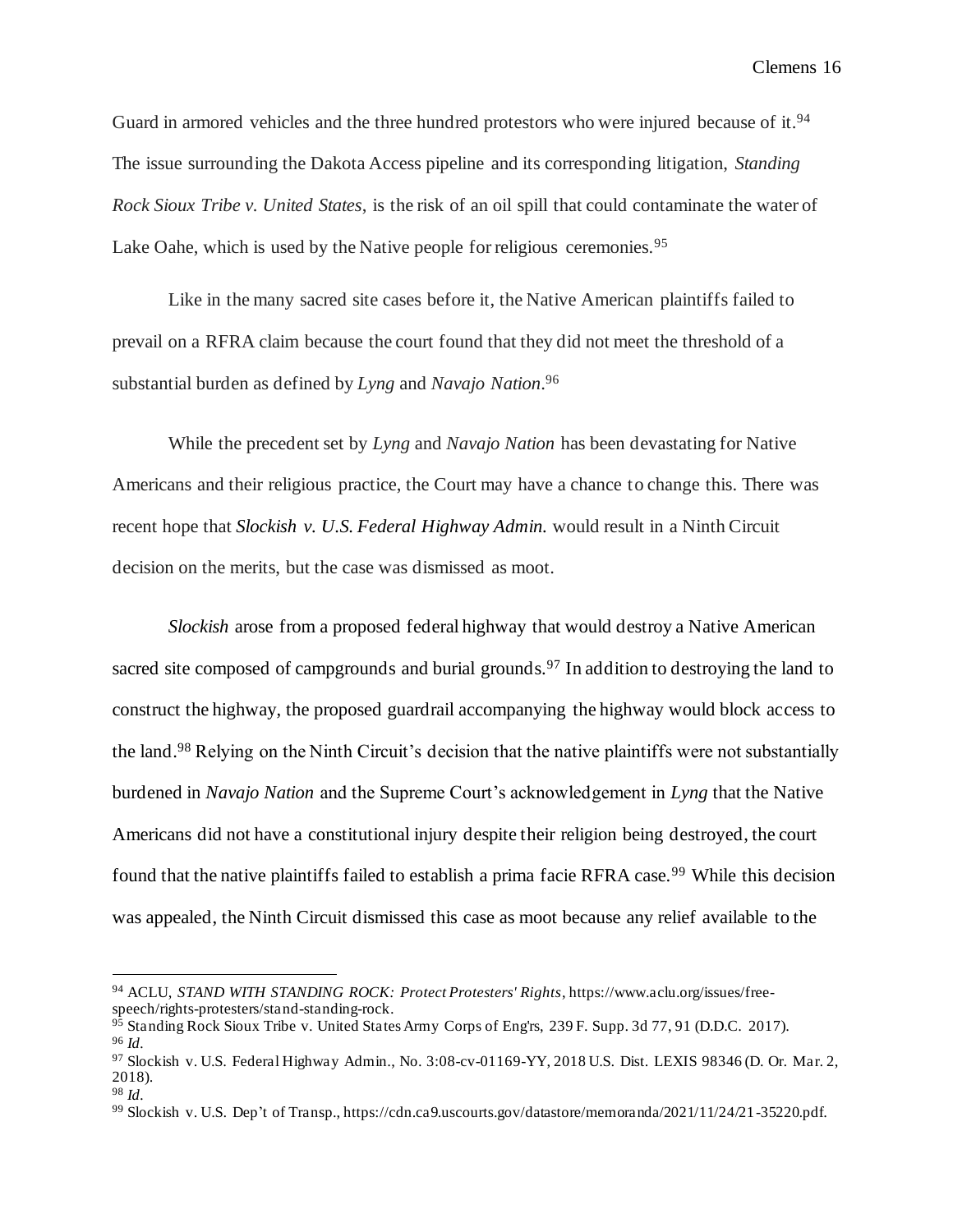Guard in armored vehicles and the three hundred protestors who were injured because of it.[94] The issue surrounding the Dakota Access pipeline and its corresponding litigation, *Standing Rock Sioux Tribe v. United States*, is the risk of an oil spill that could contaminate the water of Lake Oahe, which is used by the Native people for religious ceremonies.[95]

Like in the many sacred site cases before it, the Native American plaintiffs failed to prevail on a RFRA claim because the court found that they did not meet the threshold of a substantial burden as defined by *Lyng* and *Navajo Nation*.[96]

While the precedent set by *Lyng* and *Navajo Nation* has been devastating for Native Americans and their religious practice, the Court may have a chance to change this. There was recent hope that *Slockish v. U.S. Federal Highway Admin.* would result in a Ninth Circuit decision on the merits, but the case was dismissed as moot.

*Slockish* arose from a proposed federal highway that would destroy a Native American sacred site composed of campgrounds and burial grounds.[97] In addition to destroying the land to construct the highway, the proposed guardrail accompanying the highway would block access to the land.[98] Relying on the Ninth Circuit's decision that the native plaintiffs were not substantially burdened in *Navajo Nation* and the Supreme Court's acknowledgement in *Lyng* that the Native Americans did not have a constitutional injury despite their religion being destroyed, the court found that the native plaintiffs failed to establish a prima facie RFRA case.[99] While this decision was appealed, the Ninth Circuit dismissed this case as moot because any relief available to the

---

[94] ACLU, *STAND WITH STANDING ROCK: Protect Protesters' Rights*, https://www.aclu.org/issues/free-speech/rights-protesters/stand-standing-rock.

[95] Standing Rock Sioux Tribe v. United States Army Corps of Eng'rs, 239 F. Supp. 3d 77, 91 (D.D.C. 2017).

[96] *Id*.

[97] Slockish v. U.S. Federal Highway Admin., No. 3:08-cv-01169-YY, 2018 U.S. Dist. LEXIS 98346 (D. Or. Mar. 2, 2018).

[98] *Id*.

[99] Slockish v. U.S. Dep't of Transp., https://cdn.ca9.uscourts.gov/datastore/memoranda/2021/11/24/21-35220.pdf.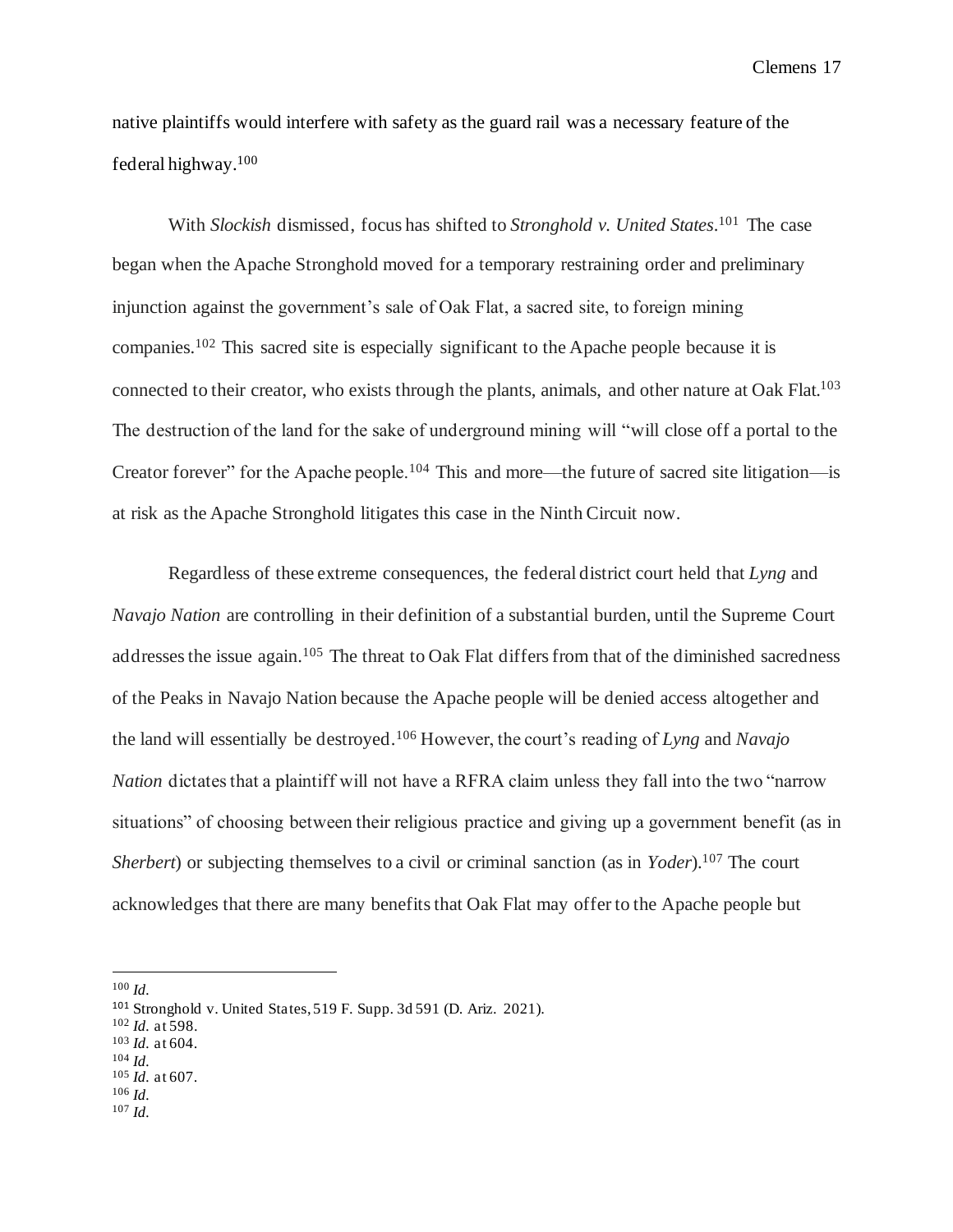native plaintiffs would interfere with safety as the guard rail was a necessary feature of the federal highway.[100]

With *Slockish* dismissed, focus has shifted to *Stronghold v. United States*.[101] The case began when the Apache Stronghold moved for a temporary restraining order and preliminary injunction against the government's sale of Oak Flat, a sacred site, to foreign mining companies.[102] This sacred site is especially significant to the Apache people because it is connected to their creator, who exists through the plants, animals, and other nature at Oak Flat.[103] The destruction of the land for the sake of underground mining will "will close off a portal to the Creator forever" for the Apache people.[104] This and more—the future of sacred site litigation—is at risk as the Apache Stronghold litigates this case in the Ninth Circuit now.

Regardless of these extreme consequences, the federal district court held that *Lyng* and *Navajo Nation* are controlling in their definition of a substantial burden, until the Supreme Court addresses the issue again.[105] The threat to Oak Flat differs from that of the diminished sacredness of the Peaks in Navajo Nation because the Apache people will be denied access altogether and the land will essentially be destroyed.[106] However, the court's reading of *Lyng* and *Navajo Nation* dictates that a plaintiff will not have a RFRA claim unless they fall into the two "narrow situations" of choosing between their religious practice and giving up a government benefit (as in *Sherbert*) or subjecting themselves to a civil or criminal sanction (as in *Yoder*).[107] The court acknowledges that there are many benefits that Oak Flat may offer to the Apache people but

---

[100] *Id.*
[101] Stronghold v. United States, 519 F. Supp. 3d 591 (D. Ariz. 2021).
[102] *Id.* at 598.
[103] *Id.* at 604.
[104] *Id.*
[105] *Id.* at 607.
[106] *Id.*
[107] *Id.*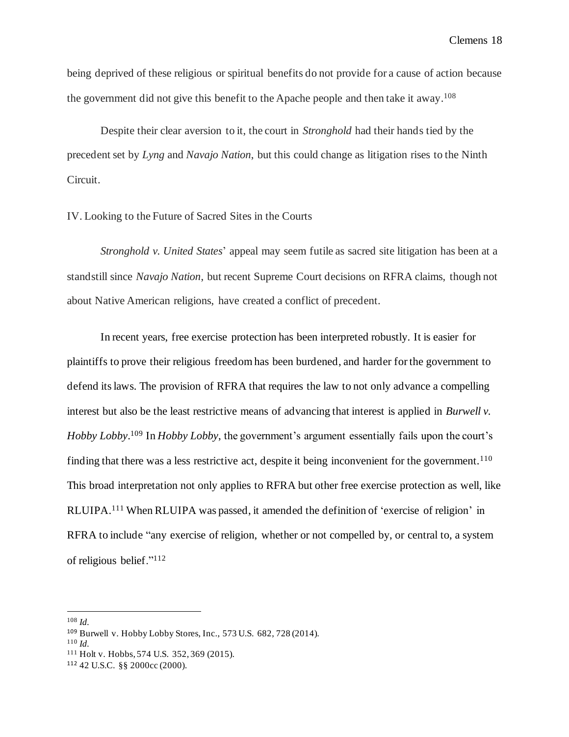being deprived of these religious or spiritual benefits do not provide for a cause of action because the government did not give this benefit to the Apache people and then take it away.[108]

Despite their clear aversion to it, the court in *Stronghold* had their hands tied by the precedent set by *Lyng* and *Navajo Nation*, but this could change as litigation rises to the Ninth Circuit.

## IV. Looking to the Future of Sacred Sites in the Courts

*Stronghold v. United States*' appeal may seem futile as sacred site litigation has been at a standstill since *Navajo Nation*, but recent Supreme Court decisions on RFRA claims, though not about Native American religions, have created a conflict of precedent.

In recent years, free exercise protection has been interpreted robustly. It is easier for plaintiffs to prove their religious freedom has been burdened, and harder for the government to defend its laws. The provision of RFRA that requires the law to not only advance a compelling interest but also be the least restrictive means of advancing that interest is applied in *Burwell v. Hobby Lobby*.[109] In *Hobby Lobby*, the government's argument essentially fails upon the court's finding that there was a less restrictive act, despite it being inconvenient for the government.[110] This broad interpretation not only applies to RFRA but other free exercise protection as well, like RLUIPA.[111] When RLUIPA was passed, it amended the definition of 'exercise of religion' in RFRA to include "any exercise of religion, whether or not compelled by, or central to, a system of religious belief."[112]

---

[108] *Id*.

[109] Burwell v. Hobby Lobby Stores, Inc., 573 U.S. 682, 728 (2014).

[110] *Id*.

[111] Holt v. Hobbs, 574 U.S. 352, 369 (2015).

[112] 42 U.S.C. §§ 2000cc (2000).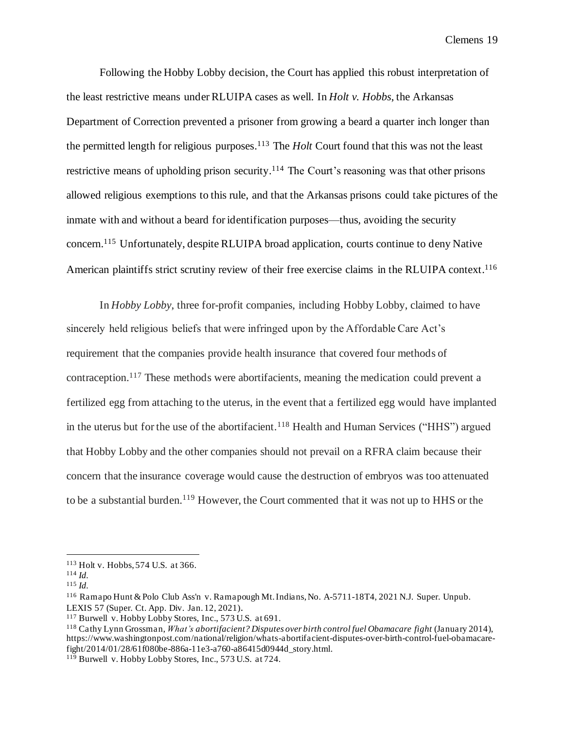Following the Hobby Lobby decision, the Court has applied this robust interpretation of the least restrictive means under RLUIPA cases as well. In *Holt v. Hobbs*, the Arkansas Department of Correction prevented a prisoner from growing a beard a quarter inch longer than the permitted length for religious purposes.[113] The *Holt* Court found that this was not the least restrictive means of upholding prison security.[114] The Court's reasoning was that other prisons allowed religious exemptions to this rule, and that the Arkansas prisons could take pictures of the inmate with and without a beard for identification purposes—thus, avoiding the security concern.[115] Unfortunately, despite RLUIPA broad application, courts continue to deny Native American plaintiffs strict scrutiny review of their free exercise claims in the RLUIPA context.[116]

In *Hobby Lobby*, three for-profit companies, including Hobby Lobby, claimed to have sincerely held religious beliefs that were infringed upon by the Affordable Care Act's requirement that the companies provide health insurance that covered four methods of contraception.[117] These methods were abortifacients, meaning the medication could prevent a fertilized egg from attaching to the uterus, in the event that a fertilized egg would have implanted in the uterus but for the use of the abortifacient.[118] Health and Human Services ("HHS") argued that Hobby Lobby and the other companies should not prevail on a RFRA claim because their concern that the insurance coverage would cause the destruction of embryos was too attenuated to be a substantial burden.[119] However, the Court commented that it was not up to HHS or the

---

[113] Holt v. Hobbs, 574 U.S. at 366.

[114] *Id.*

[115] *Id.*

[116] Ramapo Hunt & Polo Club Ass'n v. Ramapough Mt. Indians, No. A-5711-18T4, 2021 N.J. Super. Unpub. LEXIS 57 (Super. Ct. App. Div. Jan. 12, 2021).

[117] Burwell v. Hobby Lobby Stores, Inc., 573 U.S. at 691.

[118] Cathy Lynn Grossman, *What's abortifacient? Disputes over birth control fuel Obamacare fight* (January 2014), https://www.washingtonpost.com/national/religion/whats-abortifacient-disputes-over-birth-control-fuel-obamacare-fight/2014/01/28/61f080be-886a-11e3-a760-a86415d0944d_story.html.

[119] Burwell v. Hobby Lobby Stores, Inc., 573 U.S. at 724.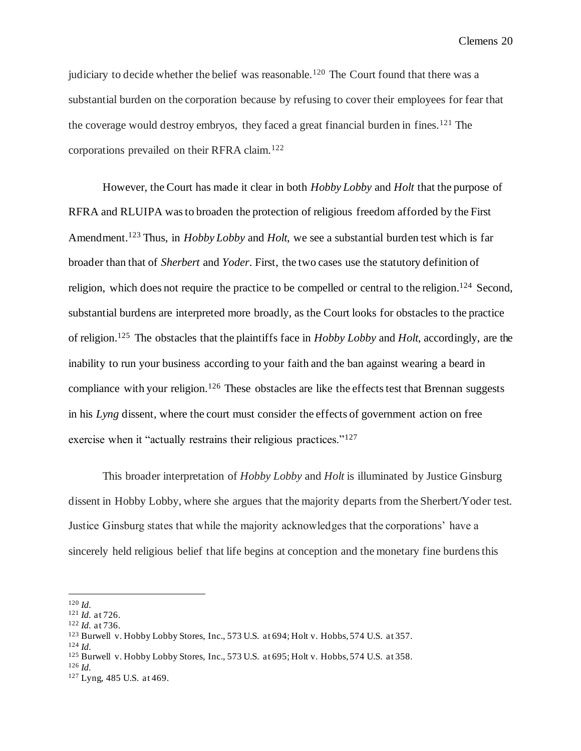judiciary to decide whether the belief was reasonable.[120] The Court found that there was a substantial burden on the corporation because by refusing to cover their employees for fear that the coverage would destroy embryos, they faced a great financial burden in fines.[121] The corporations prevailed on their RFRA claim.[122]

However, the Court has made it clear in both *Hobby Lobby* and *Holt* that the purpose of RFRA and RLUIPA was to broaden the protection of religious freedom afforded by the First Amendment.[123] Thus, in *Hobby Lobby* and *Holt*, we see a substantial burden test which is far broader than that of *Sherbert* and *Yoder*. First, the two cases use the statutory definition of religion, which does not require the practice to be compelled or central to the religion.[124] Second, substantial burdens are interpreted more broadly, as the Court looks for obstacles to the practice of religion.[125] The obstacles that the plaintiffs face in *Hobby Lobby* and *Holt*, accordingly, are the inability to run your business according to your faith and the ban against wearing a beard in compliance with your religion.[126] These obstacles are like the effects test that Brennan suggests in his *Lyng* dissent, where the court must consider the effects of government action on free exercise when it "actually restrains their religious practices."[127]

This broader interpretation of *Hobby Lobby* and *Holt* is illuminated by Justice Ginsburg dissent in Hobby Lobby, where she argues that the majority departs from the Sherbert/Yoder test. Justice Ginsburg states that while the majority acknowledges that the corporations' have a sincerely held religious belief that life begins at conception and the monetary fine burdens this

---

[120] *Id.*
[121] *Id.* at 726.
[122] *Id.* at 736.
[123] Burwell v. Hobby Lobby Stores, Inc., 573 U.S. at 694; Holt v. Hobbs, 574 U.S. at 357.
[124] *Id.*
[125] Burwell v. Hobby Lobby Stores, Inc., 573 U.S. at 695; Holt v. Hobbs, 574 U.S. at 358.
[126] *Id.*
[127] Lyng, 485 U.S. at 469.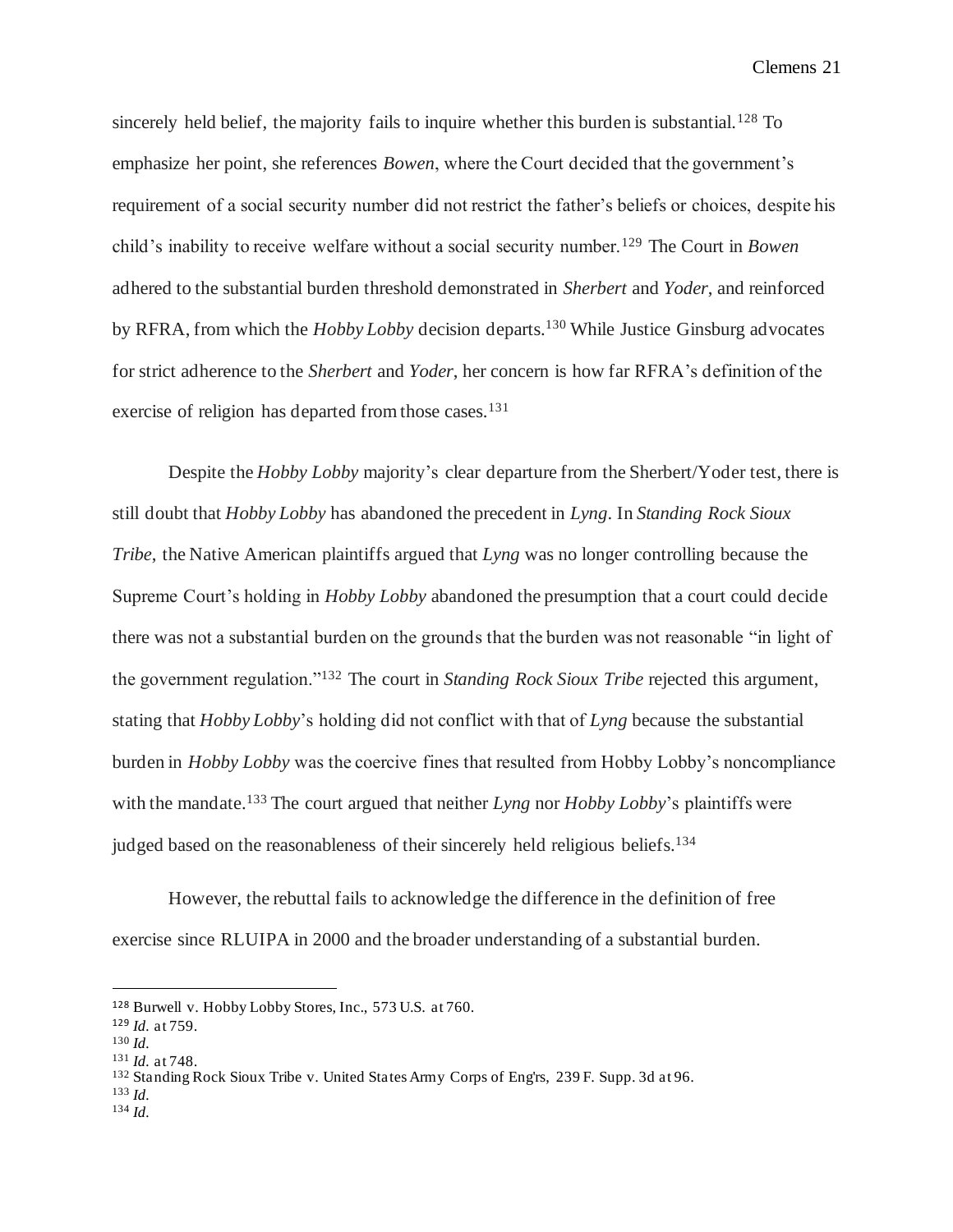sincerely held belief, the majority fails to inquire whether this burden is substantial.[128] To emphasize her point, she references *Bowen*, where the Court decided that the government's requirement of a social security number did not restrict the father's beliefs or choices, despite his child's inability to receive welfare without a social security number.[129] The Court in *Bowen* adhered to the substantial burden threshold demonstrated in *Sherbert* and *Yoder*, and reinforced by RFRA, from which the *Hobby Lobby* decision departs.[130] While Justice Ginsburg advocates for strict adherence to the *Sherbert* and *Yoder*, her concern is how far RFRA's definition of the exercise of religion has departed from those cases.[131]

Despite the *Hobby Lobby* majority's clear departure from the Sherbert/Yoder test, there is still doubt that *Hobby Lobby* has abandoned the precedent in *Lyng*. In *Standing Rock Sioux Tribe*, the Native American plaintiffs argued that *Lyng* was no longer controlling because the Supreme Court's holding in *Hobby Lobby* abandoned the presumption that a court could decide there was not a substantial burden on the grounds that the burden was not reasonable "in light of the government regulation."[132] The court in *Standing Rock Sioux Tribe* rejected this argument, stating that *Hobby Lobby*'s holding did not conflict with that of *Lyng* because the substantial burden in *Hobby Lobby* was the coercive fines that resulted from Hobby Lobby's noncompliance with the mandate.[133] The court argued that neither *Lyng* nor *Hobby Lobby*'s plaintiffs were judged based on the reasonableness of their sincerely held religious beliefs.[134]

However, the rebuttal fails to acknowledge the difference in the definition of free exercise since RLUIPA in 2000 and the broader understanding of a substantial burden.

---

[128] Burwell v. Hobby Lobby Stores, Inc., 573 U.S. at 760.
[129] *Id.* at 759.
[130] *Id.*
[131] *Id.* at 748.
[132] Standing Rock Sioux Tribe v. United States Army Corps of Eng'rs, 239 F. Supp. 3d at 96.
[133] *Id.*
[134] *Id.*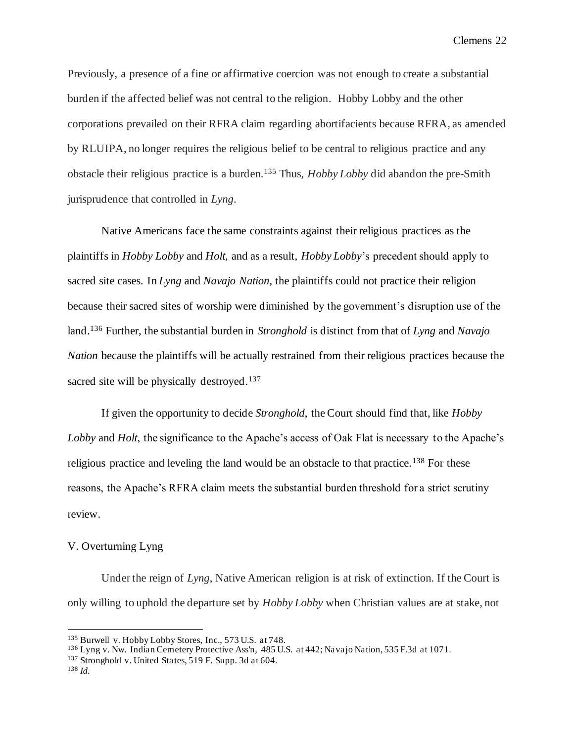Previously, a presence of a fine or affirmative coercion was not enough to create a substantial burden if the affected belief was not central to the religion. Hobby Lobby and the other corporations prevailed on their RFRA claim regarding abortifacients because RFRA, as amended by RLUIPA, no longer requires the religious belief to be central to religious practice and any obstacle their religious practice is a burden.[135] Thus, *Hobby Lobby* did abandon the pre-Smith jurisprudence that controlled in *Lyng*.

Native Americans face the same constraints against their religious practices as the plaintiffs in *Hobby Lobby* and *Holt*, and as a result, *Hobby Lobby*'s precedent should apply to sacred site cases. In *Lyng* and *Navajo Nation*, the plaintiffs could not practice their religion because their sacred sites of worship were diminished by the government's disruption use of the land.[136] Further, the substantial burden in *Stronghold* is distinct from that of *Lyng* and *Navajo Nation* because the plaintiffs will be actually restrained from their religious practices because the sacred site will be physically destroyed.[137]

If given the opportunity to decide *Stronghold*, the Court should find that, like *Hobby Lobby* and *Holt*, the significance to the Apache's access of Oak Flat is necessary to the Apache's religious practice and leveling the land would be an obstacle to that practice.[138] For these reasons, the Apache's RFRA claim meets the substantial burden threshold for a strict scrutiny review.

## V. Overturning Lyng

Under the reign of *Lyng*, Native American religion is at risk of extinction. If the Court is only willing to uphold the departure set by *Hobby Lobby* when Christian values are at stake, not

---

[135] Burwell v. Hobby Lobby Stores, Inc., 573 U.S. at 748.

[136] Lyng v. Nw. Indian Cemetery Protective Ass'n, 485 U.S. at 442; Navajo Nation, 535 F.3d at 1071.

[137] Stronghold v. United States, 519 F. Supp. 3d at 604.

[138] *Id.*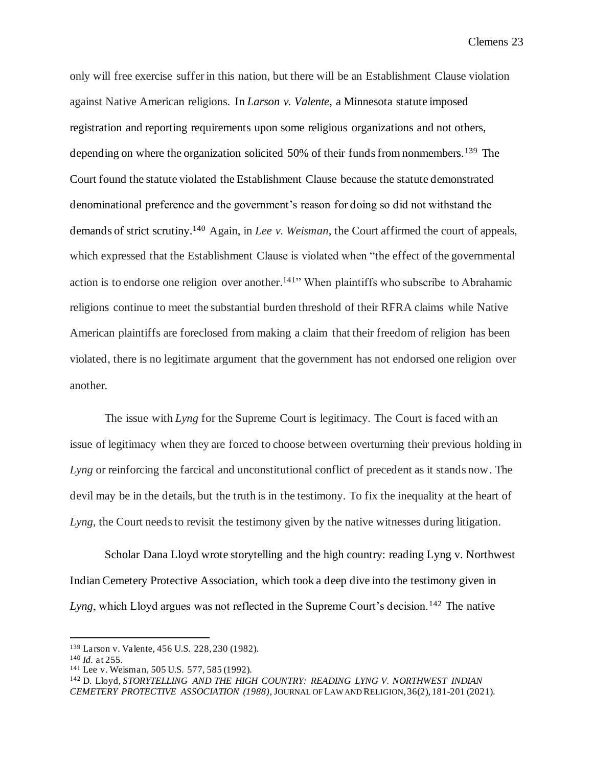only will free exercise suffer in this nation, but there will be an Establishment Clause violation against Native American religions. In *Larson v. Valente*, a Minnesota statute imposed registration and reporting requirements upon some religious organizations and not others, depending on where the organization solicited 50% of their funds from nonmembers.[139] The Court found the statute violated the Establishment Clause because the statute demonstrated denominational preference and the government's reason for doing so did not withstand the demands of strict scrutiny.[140] Again, in *Lee v. Weisman*, the Court affirmed the court of appeals, which expressed that the Establishment Clause is violated when "the effect of the governmental action is to endorse one religion over another.[141]" When plaintiffs who subscribe to Abrahamic religions continue to meet the substantial burden threshold of their RFRA claims while Native American plaintiffs are foreclosed from making a claim that their freedom of religion has been violated, there is no legitimate argument that the government has not endorsed one religion over another.

The issue with *Lyng* for the Supreme Court is legitimacy. The Court is faced with an issue of legitimacy when they are forced to choose between overturning their previous holding in *Lyng* or reinforcing the farcical and unconstitutional conflict of precedent as it stands now. The devil may be in the details, but the truth is in the testimony. To fix the inequality at the heart of *Lyng*, the Court needs to revisit the testimony given by the native witnesses during litigation.

Scholar Dana Lloyd wrote storytelling and the high country: reading Lyng v. Northwest Indian Cemetery Protective Association, which took a deep dive into the testimony given in *Lyng*, which Lloyd argues was not reflected in the Supreme Court's decision.[142] The native

---

[139] Larson v. Valente, 456 U.S. 228, 230 (1982).

[140] *Id.* at 255.

[141] Lee v. Weisman, 505 U.S. 577, 585 (1992).

[142] D. Lloyd, *STORYTELLING AND THE HIGH COUNTRY: READING LYNG V. NORTHWEST INDIAN CEMETERY PROTECTIVE ASSOCIATION (1988)*, JOURNAL OF LAW AND RELIGION, 36(2), 181-201 (2021).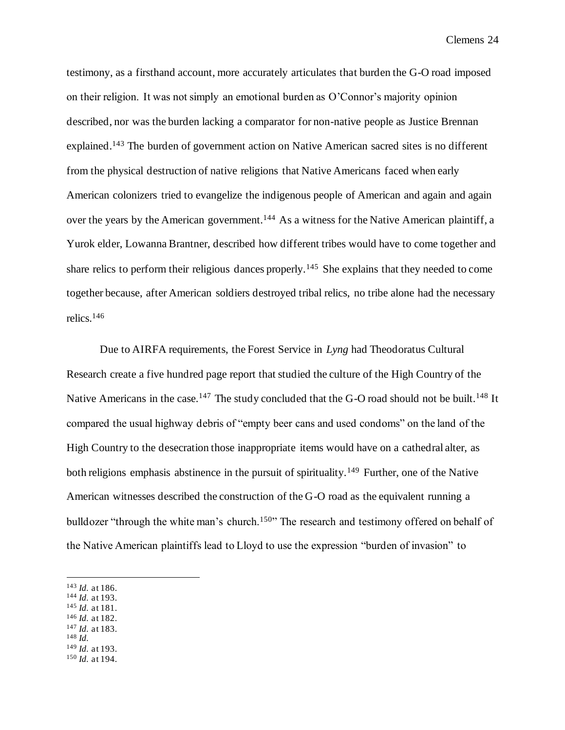testimony, as a firsthand account, more accurately articulates that burden the G-O road imposed on their religion. It was not simply an emotional burden as O'Connor's majority opinion described, nor was the burden lacking a comparator for non-native people as Justice Brennan explained.[143] The burden of government action on Native American sacred sites is no different from the physical destruction of native religions that Native Americans faced when early American colonizers tried to evangelize the indigenous people of American and again and again over the years by the American government.[144] As a witness for the Native American plaintiff, a Yurok elder, Lowanna Brantner, described how different tribes would have to come together and share relics to perform their religious dances properly.[145] She explains that they needed to come together because, after American soldiers destroyed tribal relics, no tribe alone had the necessary relics.[146]

Due to AIRFA requirements, the Forest Service in *Lyng* had Theodoratus Cultural Research create a five hundred page report that studied the culture of the High Country of the Native Americans in the case.[147] The study concluded that the G-O road should not be built.[148] It compared the usual highway debris of "empty beer cans and used condoms" on the land of the High Country to the desecration those inappropriate items would have on a cathedral alter, as both religions emphasis abstinence in the pursuit of spirituality.[149] Further, one of the Native American witnesses described the construction of the G-O road as the equivalent running a bulldozer "through the white man's church.[150]" The research and testimony offered on behalf of the Native American plaintiffs lead to Lloyd to use the expression "burden of invasion" to

---

[143] *Id.* at 186.
[144] *Id.* at 193.
[145] *Id.* at 181.
[146] *Id.* at 182.
[147] *Id.* at 183.
[148] *Id.*
[149] *Id.* at 193.
[150] *Id.* at 194.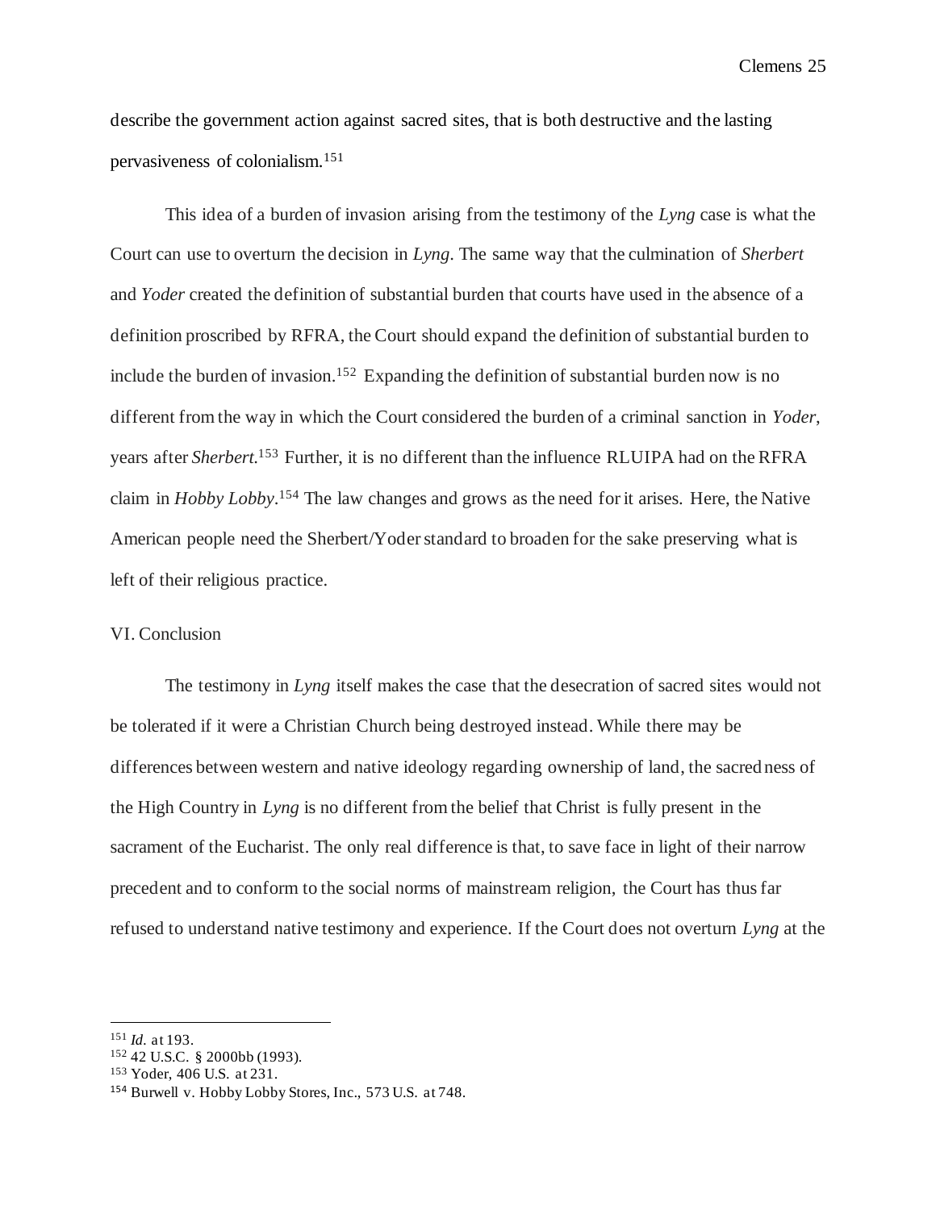describe the government action against sacred sites, that is both destructive and the lasting pervasiveness of colonialism.[151]

This idea of a burden of invasion arising from the testimony of the *Lyng* case is what the Court can use to overturn the decision in *Lyng*. The same way that the culmination of *Sherbert* and *Yoder* created the definition of substantial burden that courts have used in the absence of a definition proscribed by RFRA, the Court should expand the definition of substantial burden to include the burden of invasion.[152] Expanding the definition of substantial burden now is no different from the way in which the Court considered the burden of a criminal sanction in *Yoder*, years after *Sherbert*.[153] Further, it is no different than the influence RLUIPA had on the RFRA claim in *Hobby Lobby*.[154] The law changes and grows as the need for it arises. Here, the Native American people need the Sherbert/Yoder standard to broaden for the sake preserving what is left of their religious practice.

## VI. Conclusion

The testimony in *Lyng* itself makes the case that the desecration of sacred sites would not be tolerated if it were a Christian Church being destroyed instead. While there may be differences between western and native ideology regarding ownership of land, the sacredness of the High Country in *Lyng* is no different from the belief that Christ is fully present in the sacrament of the Eucharist. The only real difference is that, to save face in light of their narrow precedent and to conform to the social norms of mainstream religion, the Court has thus far refused to understand native testimony and experience. If the Court does not overturn *Lyng* at the

---

[151] *Id.* at 193.
[152] 42 U.S.C. § 2000bb (1993).
[153] Yoder, 406 U.S. at 231.
[154] Burwell v. Hobby Lobby Stores, Inc., 573 U.S. at 748.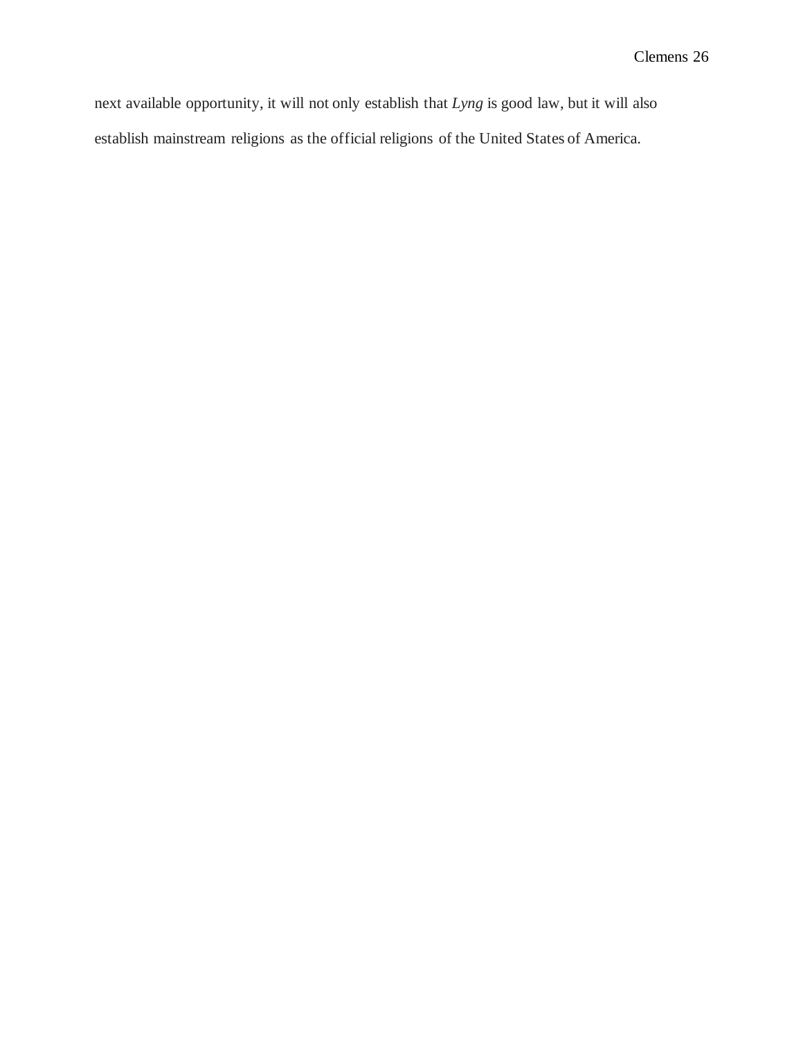next available opportunity, it will not only establish that *Lyng* is good law, but it will also establish mainstream religions as the official religions of the United States of America.